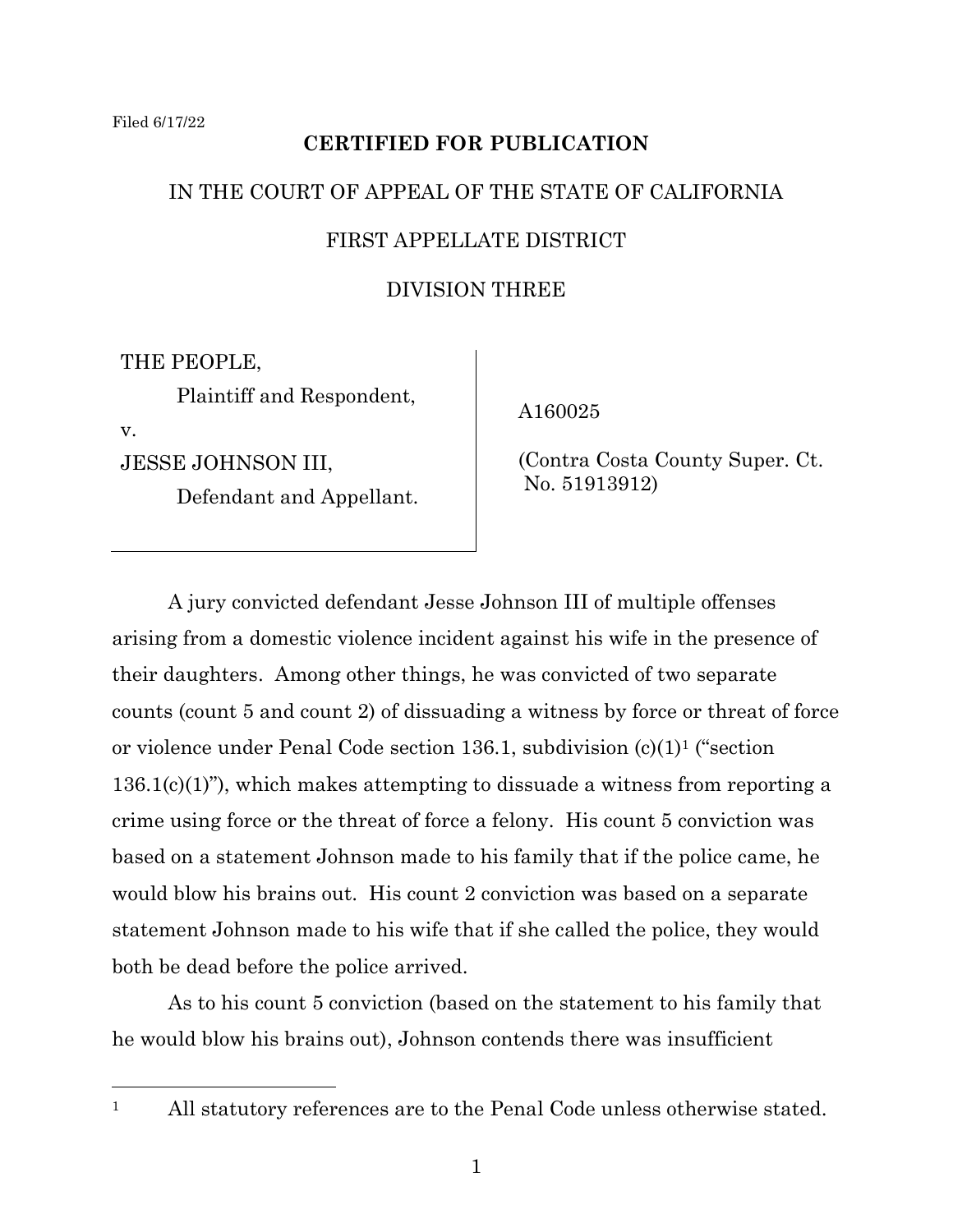Filed 6/17/22

**CERTIFIED FOR PUBLICATION**

IN THE COURT OF APPEAL OF THE STATE OF CALIFORNIA

FIRST APPELLATE DISTRICT

DIVISION THREE

| | |
|---|---|
| THE PEOPLE,<br>Plaintiff and Respondent,<br>v.<br>JESSE JOHNSON III,<br>Defendant and Appellant. | A160025<br><br>(Contra Costa County Super. Ct. No. 51913912) |

A jury convicted defendant Jesse Johnson III of multiple offenses arising from a domestic violence incident against his wife in the presence of their daughters. Among other things, he was convicted of two separate counts (count 5 and count 2) of dissuading a witness by force or threat of force or violence under Penal Code section 136.1, subdivision (c)(1)[1] ("section 136.1(c)(1)"), which makes attempting to dissuade a witness from reporting a crime using force or the threat of force a felony. His count 5 conviction was based on a statement Johnson made to his family that if the police came, he would blow his brains out. His count 2 conviction was based on a separate statement Johnson made to his wife that if she called the police, they would both be dead before the police arrived.

As to his count 5 conviction (based on the statement to his family that he would blow his brains out), Johnson contends there was insufficient

[1] All statutory references are to the Penal Code unless otherwise stated.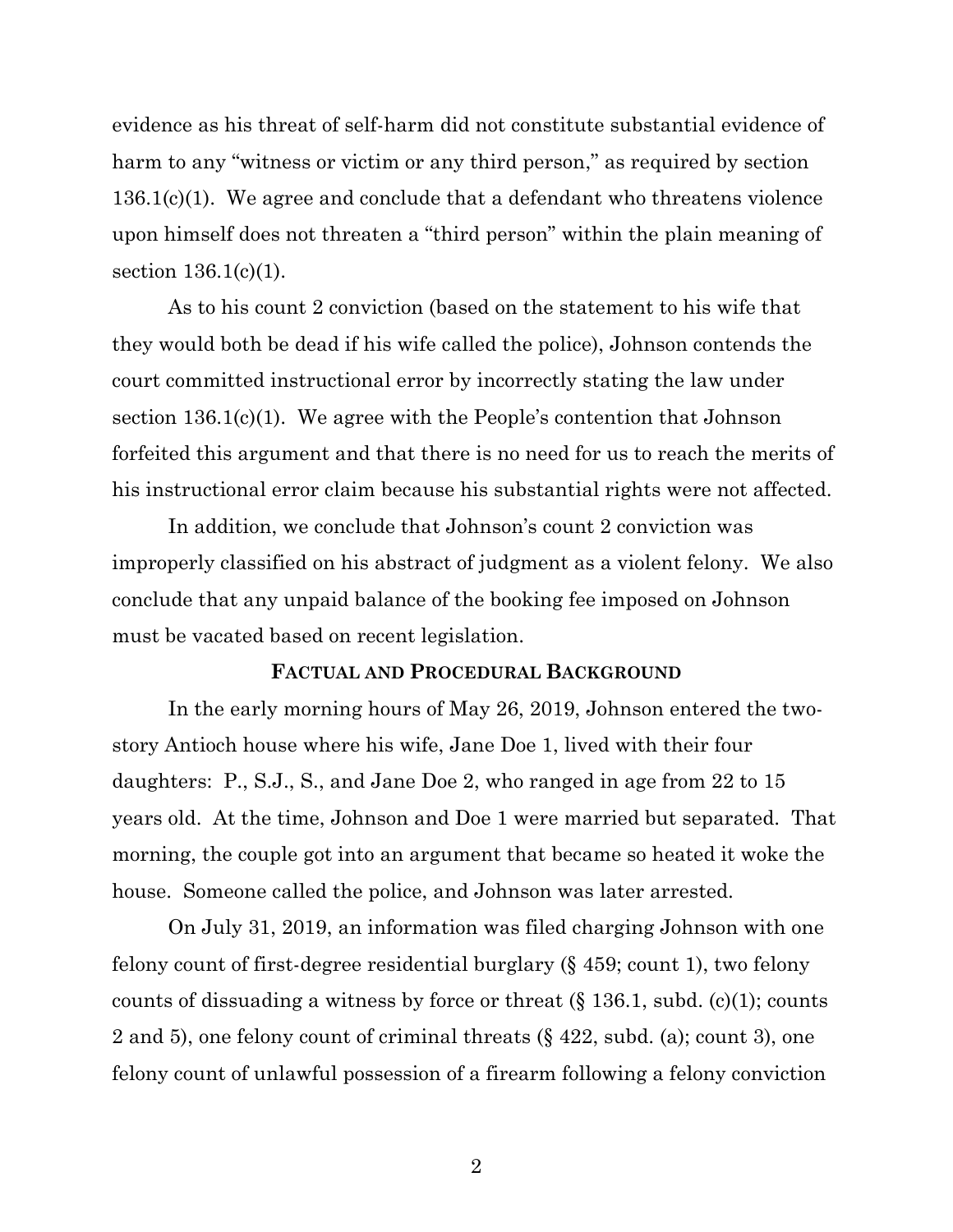evidence as his threat of self-harm did not constitute substantial evidence of harm to any "witness or victim or any third person," as required by section 136.1(c)(1). We agree and conclude that a defendant who threatens violence upon himself does not threaten a "third person" within the plain meaning of section 136.1(c)(1).

As to his count 2 conviction (based on the statement to his wife that they would both be dead if his wife called the police), Johnson contends the court committed instructional error by incorrectly stating the law under section 136.1(c)(1). We agree with the People's contention that Johnson forfeited this argument and that there is no need for us to reach the merits of his instructional error claim because his substantial rights were not affected.

In addition, we conclude that Johnson's count 2 conviction was improperly classified on his abstract of judgment as a violent felony. We also conclude that any unpaid balance of the booking fee imposed on Johnson must be vacated based on recent legislation.

## FACTUAL AND PROCEDURAL BACKGROUND

In the early morning hours of May 26, 2019, Johnson entered the two-story Antioch house where his wife, Jane Doe 1, lived with their four daughters: P., S.J., S., and Jane Doe 2, who ranged in age from 22 to 15 years old. At the time, Johnson and Doe 1 were married but separated. That morning, the couple got into an argument that became so heated it woke the house. Someone called the police, and Johnson was later arrested.

On July 31, 2019, an information was filed charging Johnson with one felony count of first-degree residential burglary (§ 459; count 1), two felony counts of dissuading a witness by force or threat (§ 136.1, subd. (c)(1); counts 2 and 5), one felony count of criminal threats (§ 422, subd. (a); count 3), one felony count of unlawful possession of a firearm following a felony conviction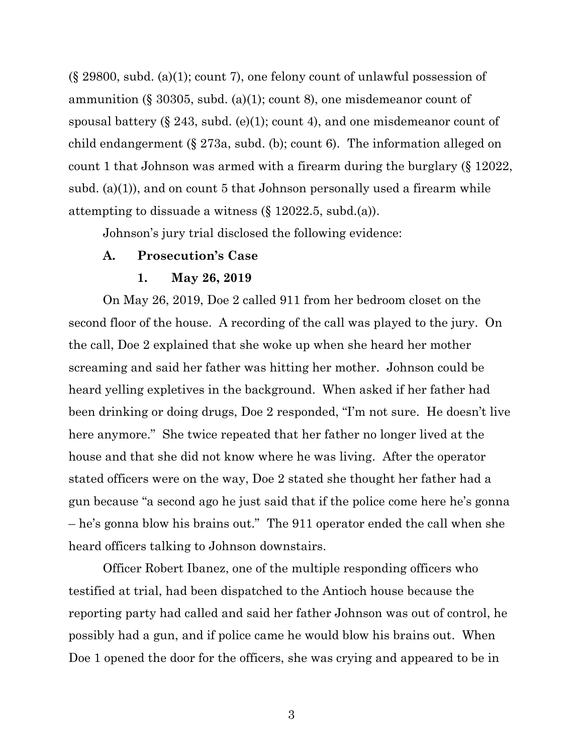(§ 29800, subd. (a)(1); count 7), one felony count of unlawful possession of ammunition (§ 30305, subd. (a)(1); count 8), one misdemeanor count of spousal battery (§ 243, subd. (e)(1); count 4), and one misdemeanor count of child endangerment (§ 273a, subd. (b); count 6). The information alleged on count 1 that Johnson was armed with a firearm during the burglary (§ 12022, subd. (a)(1)), and on count 5 that Johnson personally used a firearm while attempting to dissuade a witness (§ 12022.5, subd.(a)).

Johnson's jury trial disclosed the following evidence:

### A. Prosecution's Case

#### 1. May 26, 2019

On May 26, 2019, Doe 2 called 911 from her bedroom closet on the second floor of the house. A recording of the call was played to the jury. On the call, Doe 2 explained that she woke up when she heard her mother screaming and said her father was hitting her mother. Johnson could be heard yelling expletives in the background. When asked if her father had been drinking or doing drugs, Doe 2 responded, "I'm not sure. He doesn't live here anymore." She twice repeated that her father no longer lived at the house and that she did not know where he was living. After the operator stated officers were on the way, Doe 2 stated she thought her father had a gun because "a second ago he just said that if the police come here he's gonna – he's gonna blow his brains out." The 911 operator ended the call when she heard officers talking to Johnson downstairs.

Officer Robert Ibanez, one of the multiple responding officers who testified at trial, had been dispatched to the Antioch house because the reporting party had called and said her father Johnson was out of control, he possibly had a gun, and if police came he would blow his brains out. When Doe 1 opened the door for the officers, she was crying and appeared to be in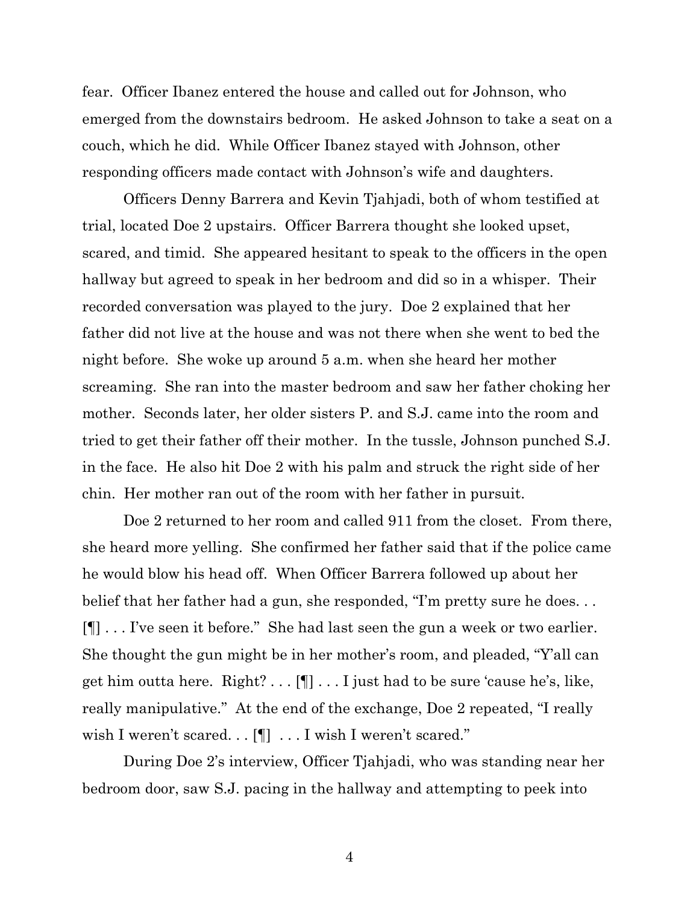fear. Officer Ibanez entered the house and called out for Johnson, who emerged from the downstairs bedroom. He asked Johnson to take a seat on a couch, which he did. While Officer Ibanez stayed with Johnson, other responding officers made contact with Johnson's wife and daughters.

Officers Denny Barrera and Kevin Tjahjadi, both of whom testified at trial, located Doe 2 upstairs. Officer Barrera thought she looked upset, scared, and timid. She appeared hesitant to speak to the officers in the open hallway but agreed to speak in her bedroom and did so in a whisper. Their recorded conversation was played to the jury. Doe 2 explained that her father did not live at the house and was not there when she went to bed the night before. She woke up around 5 a.m. when she heard her mother screaming. She ran into the master bedroom and saw her father choking her mother. Seconds later, her older sisters P. and S.J. came into the room and tried to get their father off their mother. In the tussle, Johnson punched S.J. in the face. He also hit Doe 2 with his palm and struck the right side of her chin. Her mother ran out of the room with her father in pursuit.

Doe 2 returned to her room and called 911 from the closet. From there, she heard more yelling. She confirmed her father said that if the police came he would blow his head off. When Officer Barrera followed up about her belief that her father had a gun, she responded, "I'm pretty sure he does. . . [¶] . . . I've seen it before." She had last seen the gun a week or two earlier. She thought the gun might be in her mother's room, and pleaded, "Y'all can get him outta here. Right? . . . [¶] . . . I just had to be sure 'cause he's, like, really manipulative." At the end of the exchange, Doe 2 repeated, "I really wish I weren't scared. . . [¶] . . . I wish I weren't scared."

During Doe 2's interview, Officer Tjahjadi, who was standing near her bedroom door, saw S.J. pacing in the hallway and attempting to peek into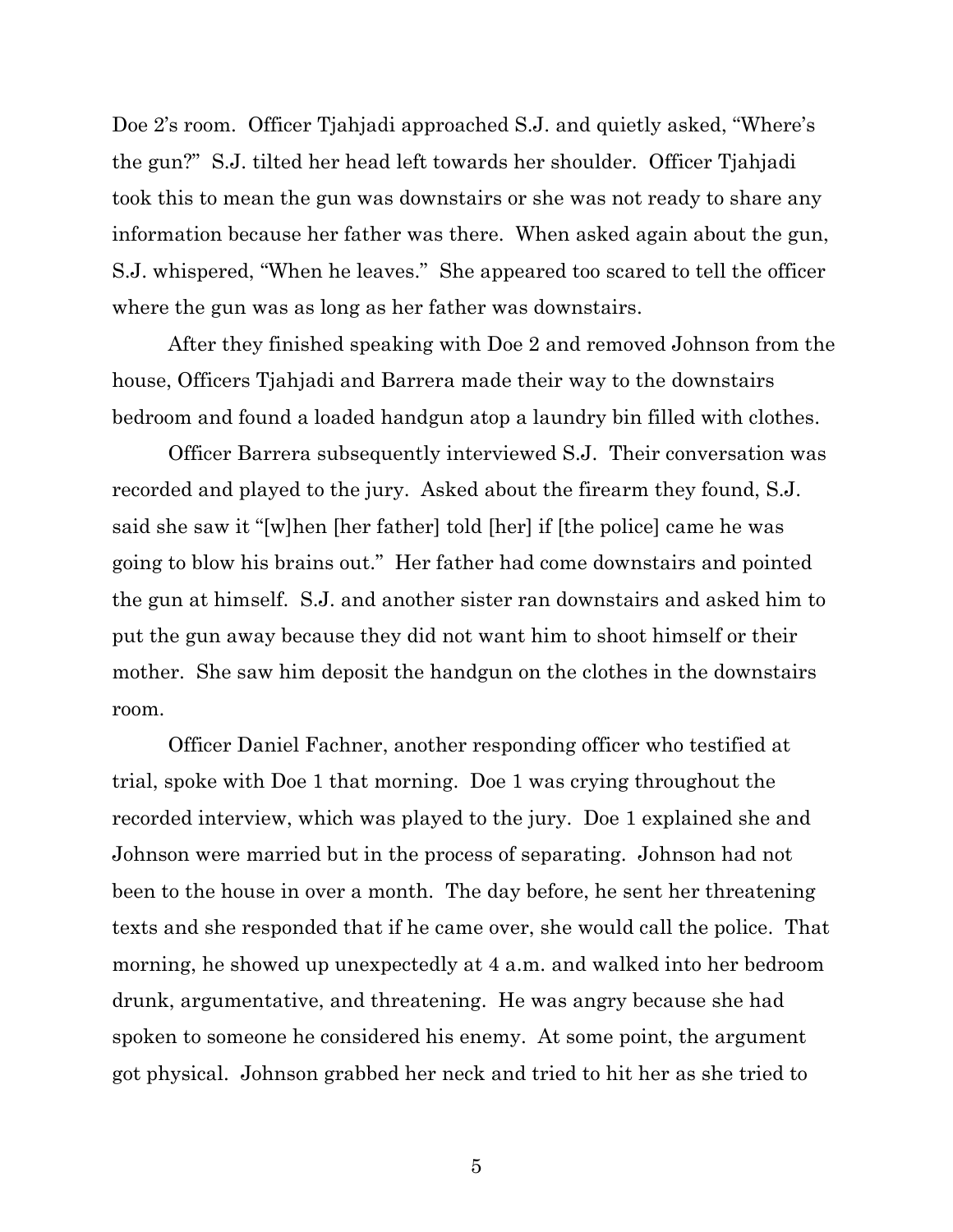Doe 2's room. Officer Tjahjadi approached S.J. and quietly asked, "Where's the gun?" S.J. tilted her head left towards her shoulder. Officer Tjahjadi took this to mean the gun was downstairs or she was not ready to share any information because her father was there. When asked again about the gun, S.J. whispered, "When he leaves." She appeared too scared to tell the officer where the gun was as long as her father was downstairs.

After they finished speaking with Doe 2 and removed Johnson from the house, Officers Tjahjadi and Barrera made their way to the downstairs bedroom and found a loaded handgun atop a laundry bin filled with clothes.

Officer Barrera subsequently interviewed S.J. Their conversation was recorded and played to the jury. Asked about the firearm they found, S.J. said she saw it "[w]hen [her father] told [her] if [the police] came he was going to blow his brains out." Her father had come downstairs and pointed the gun at himself. S.J. and another sister ran downstairs and asked him to put the gun away because they did not want him to shoot himself or their mother. She saw him deposit the handgun on the clothes in the downstairs room.

Officer Daniel Fachner, another responding officer who testified at trial, spoke with Doe 1 that morning. Doe 1 was crying throughout the recorded interview, which was played to the jury. Doe 1 explained she and Johnson were married but in the process of separating. Johnson had not been to the house in over a month. The day before, he sent her threatening texts and she responded that if he came over, she would call the police. That morning, he showed up unexpectedly at 4 a.m. and walked into her bedroom drunk, argumentative, and threatening. He was angry because she had spoken to someone he considered his enemy. At some point, the argument got physical. Johnson grabbed her neck and tried to hit her as she tried to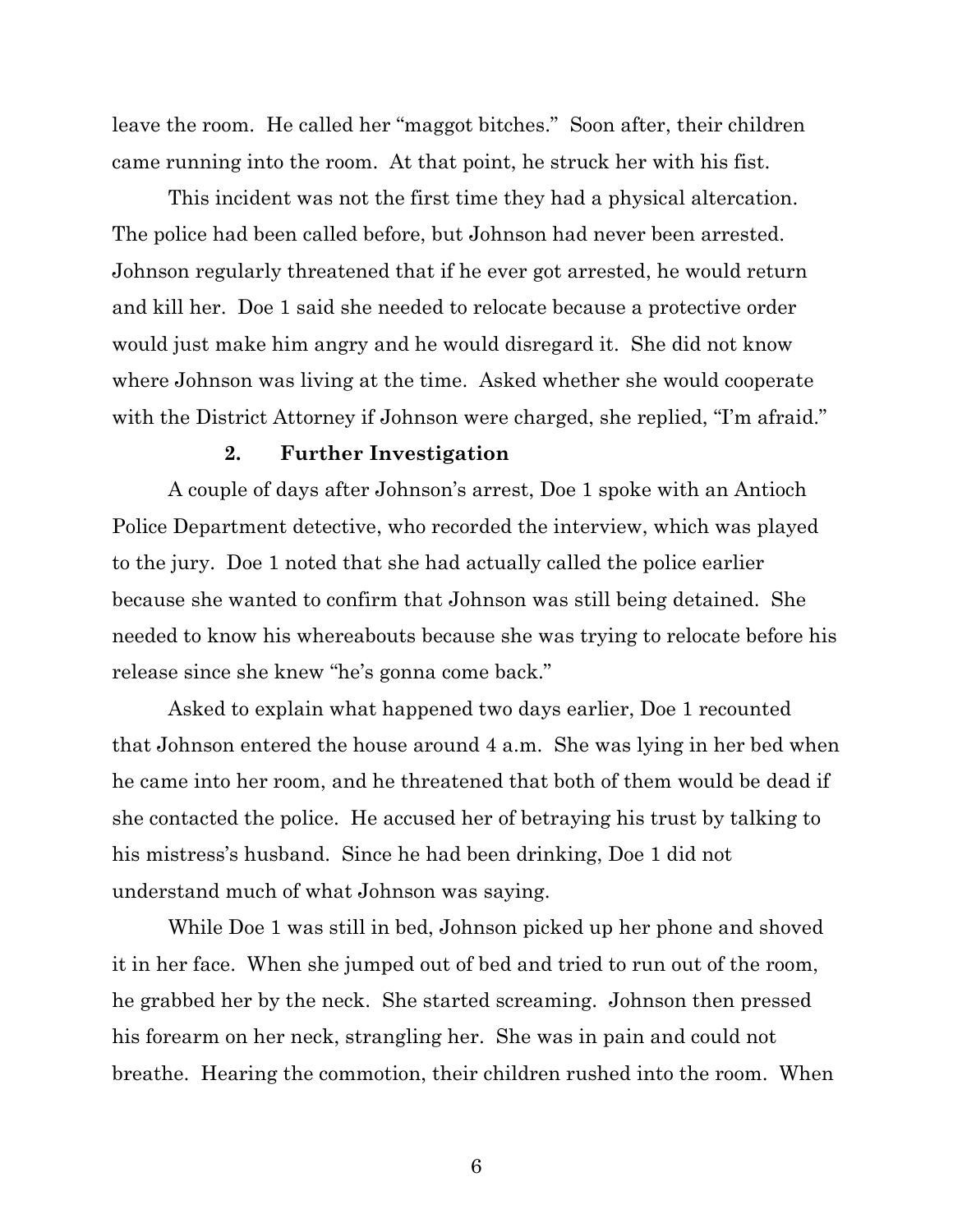leave the room. He called her "maggot bitches." Soon after, their children came running into the room. At that point, he struck her with his fist.

This incident was not the first time they had a physical altercation. The police had been called before, but Johnson had never been arrested. Johnson regularly threatened that if he ever got arrested, he would return and kill her. Doe 1 said she needed to relocate because a protective order would just make him angry and he would disregard it. She did not know where Johnson was living at the time. Asked whether she would cooperate with the District Attorney if Johnson were charged, she replied, "I'm afraid."

### 2. Further Investigation

A couple of days after Johnson's arrest, Doe 1 spoke with an Antioch Police Department detective, who recorded the interview, which was played to the jury. Doe 1 noted that she had actually called the police earlier because she wanted to confirm that Johnson was still being detained. She needed to know his whereabouts because she was trying to relocate before his release since she knew "he's gonna come back."

Asked to explain what happened two days earlier, Doe 1 recounted that Johnson entered the house around 4 a.m. She was lying in her bed when he came into her room, and he threatened that both of them would be dead if she contacted the police. He accused her of betraying his trust by talking to his mistress's husband. Since he had been drinking, Doe 1 did not understand much of what Johnson was saying.

While Doe 1 was still in bed, Johnson picked up her phone and shoved it in her face. When she jumped out of bed and tried to run out of the room, he grabbed her by the neck. She started screaming. Johnson then pressed his forearm on her neck, strangling her. She was in pain and could not breathe. Hearing the commotion, their children rushed into the room. When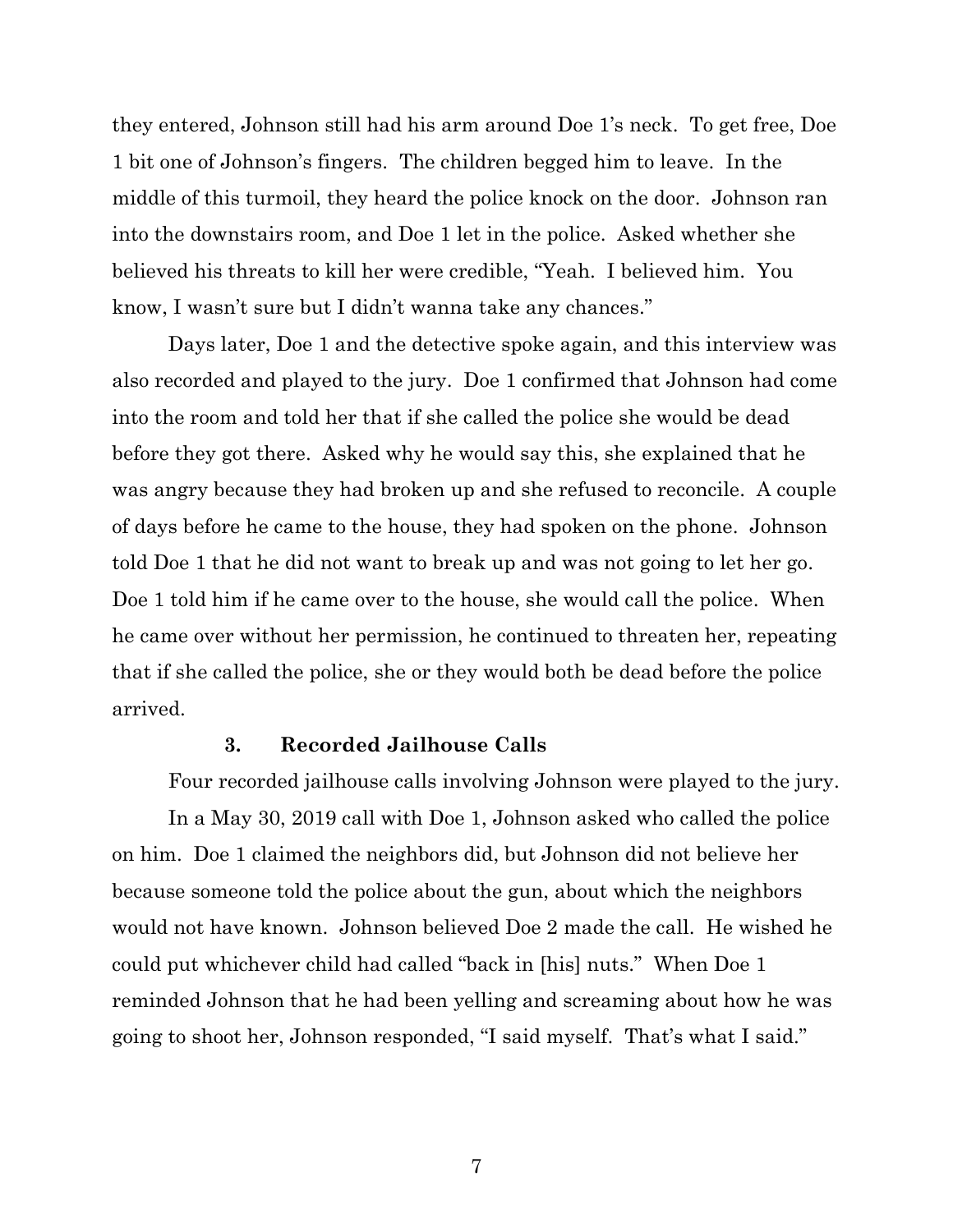they entered, Johnson still had his arm around Doe 1's neck. To get free, Doe 1 bit one of Johnson's fingers. The children begged him to leave. In the middle of this turmoil, they heard the police knock on the door. Johnson ran into the downstairs room, and Doe 1 let in the police. Asked whether she believed his threats to kill her were credible, "Yeah. I believed him. You know, I wasn't sure but I didn't wanna take any chances."

Days later, Doe 1 and the detective spoke again, and this interview was also recorded and played to the jury. Doe 1 confirmed that Johnson had come into the room and told her that if she called the police she would be dead before they got there. Asked why he would say this, she explained that he was angry because they had broken up and she refused to reconcile. A couple of days before he came to the house, they had spoken on the phone. Johnson told Doe 1 that he did not want to break up and was not going to let her go. Doe 1 told him if he came over to the house, she would call the police. When he came over without her permission, he continued to threaten her, repeating that if she called the police, she or they would both be dead before the police arrived.

### 3. Recorded Jailhouse Calls

Four recorded jailhouse calls involving Johnson were played to the jury.

In a May 30, 2019 call with Doe 1, Johnson asked who called the police on him. Doe 1 claimed the neighbors did, but Johnson did not believe her because someone told the police about the gun, about which the neighbors would not have known. Johnson believed Doe 2 made the call. He wished he could put whichever child had called "back in [his] nuts." When Doe 1 reminded Johnson that he had been yelling and screaming about how he was going to shoot her, Johnson responded, "I said myself. That's what I said."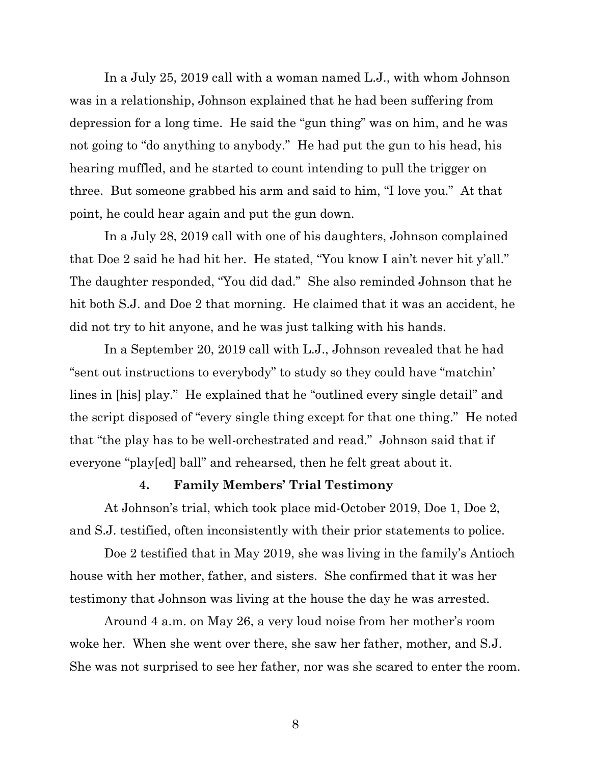In a July 25, 2019 call with a woman named L.J., with whom Johnson was in a relationship, Johnson explained that he had been suffering from depression for a long time. He said the "gun thing" was on him, and he was not going to "do anything to anybody." He had put the gun to his head, his hearing muffled, and he started to count intending to pull the trigger on three. But someone grabbed his arm and said to him, "I love you." At that point, he could hear again and put the gun down.

In a July 28, 2019 call with one of his daughters, Johnson complained that Doe 2 said he had hit her. He stated, "You know I ain't never hit y'all." The daughter responded, "You did dad." She also reminded Johnson that he hit both S.J. and Doe 2 that morning. He claimed that it was an accident, he did not try to hit anyone, and he was just talking with his hands.

In a September 20, 2019 call with L.J., Johnson revealed that he had "sent out instructions to everybody" to study so they could have "matchin' lines in [his] play." He explained that he "outlined every single detail" and the script disposed of "every single thing except for that one thing." He noted that "the play has to be well-orchestrated and read." Johnson said that if everyone "play[ed] ball" and rehearsed, then he felt great about it.

### 4. Family Members' Trial Testimony

At Johnson's trial, which took place mid-October 2019, Doe 1, Doe 2, and S.J. testified, often inconsistently with their prior statements to police.

Doe 2 testified that in May 2019, she was living in the family's Antioch house with her mother, father, and sisters. She confirmed that it was her testimony that Johnson was living at the house the day he was arrested.

Around 4 a.m. on May 26, a very loud noise from her mother's room woke her. When she went over there, she saw her father, mother, and S.J. She was not surprised to see her father, nor was she scared to enter the room.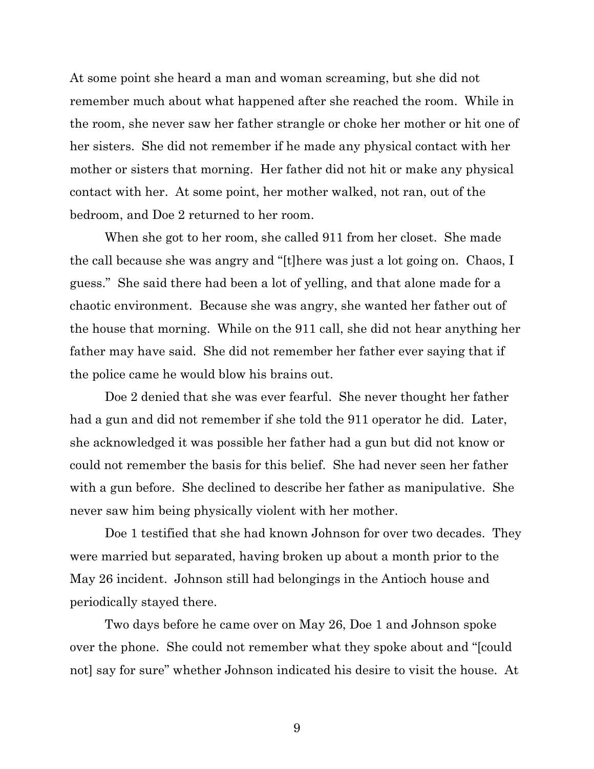At some point she heard a man and woman screaming, but she did not remember much about what happened after she reached the room. While in the room, she never saw her father strangle or choke her mother or hit one of her sisters. She did not remember if he made any physical contact with her mother or sisters that morning. Her father did not hit or make any physical contact with her. At some point, her mother walked, not ran, out of the bedroom, and Doe 2 returned to her room.

When she got to her room, she called 911 from her closet. She made the call because she was angry and "[t]here was just a lot going on. Chaos, I guess." She said there had been a lot of yelling, and that alone made for a chaotic environment. Because she was angry, she wanted her father out of the house that morning. While on the 911 call, she did not hear anything her father may have said. She did not remember her father ever saying that if the police came he would blow his brains out.

Doe 2 denied that she was ever fearful. She never thought her father had a gun and did not remember if she told the 911 operator he did. Later, she acknowledged it was possible her father had a gun but did not know or could not remember the basis for this belief. She had never seen her father with a gun before. She declined to describe her father as manipulative. She never saw him being physically violent with her mother.

Doe 1 testified that she had known Johnson for over two decades. They were married but separated, having broken up about a month prior to the May 26 incident. Johnson still had belongings in the Antioch house and periodically stayed there.

Two days before he came over on May 26, Doe 1 and Johnson spoke over the phone. She could not remember what they spoke about and "[could not] say for sure" whether Johnson indicated his desire to visit the house. At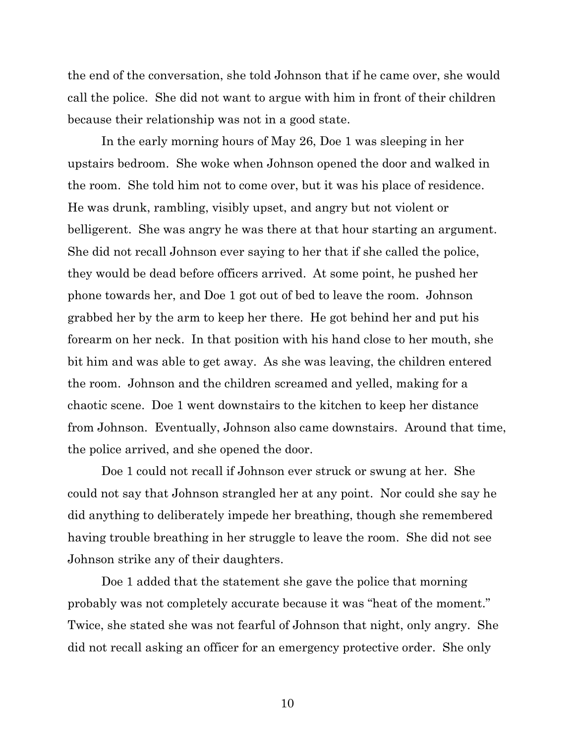the end of the conversation, she told Johnson that if he came over, she would call the police. She did not want to argue with him in front of their children because their relationship was not in a good state.

In the early morning hours of May 26, Doe 1 was sleeping in her upstairs bedroom. She woke when Johnson opened the door and walked in the room. She told him not to come over, but it was his place of residence. He was drunk, rambling, visibly upset, and angry but not violent or belligerent. She was angry he was there at that hour starting an argument. She did not recall Johnson ever saying to her that if she called the police, they would be dead before officers arrived. At some point, he pushed her phone towards her, and Doe 1 got out of bed to leave the room. Johnson grabbed her by the arm to keep her there. He got behind her and put his forearm on her neck. In that position with his hand close to her mouth, she bit him and was able to get away. As she was leaving, the children entered the room. Johnson and the children screamed and yelled, making for a chaotic scene. Doe 1 went downstairs to the kitchen to keep her distance from Johnson. Eventually, Johnson also came downstairs. Around that time, the police arrived, and she opened the door.

Doe 1 could not recall if Johnson ever struck or swung at her. She could not say that Johnson strangled her at any point. Nor could she say he did anything to deliberately impede her breathing, though she remembered having trouble breathing in her struggle to leave the room. She did not see Johnson strike any of their daughters.

Doe 1 added that the statement she gave the police that morning probably was not completely accurate because it was "heat of the moment." Twice, she stated she was not fearful of Johnson that night, only angry. She did not recall asking an officer for an emergency protective order. She only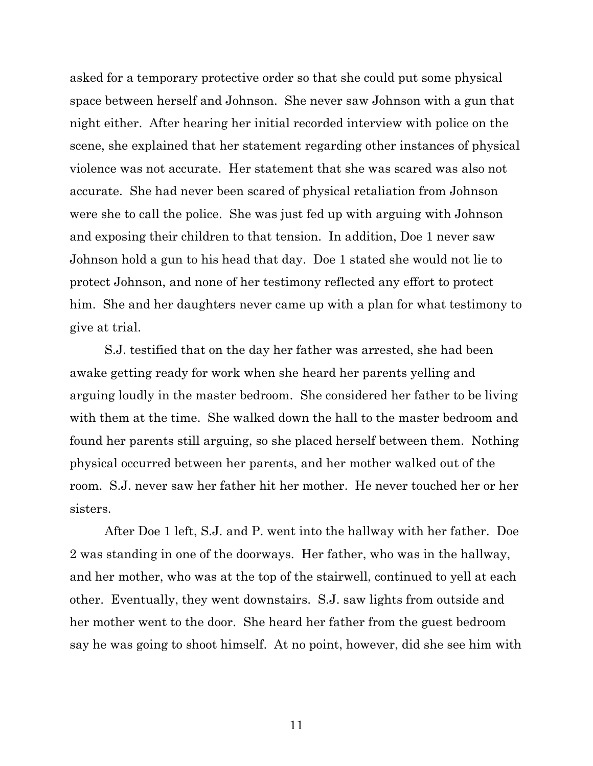asked for a temporary protective order so that she could put some physical space between herself and Johnson. She never saw Johnson with a gun that night either. After hearing her initial recorded interview with police on the scene, she explained that her statement regarding other instances of physical violence was not accurate. Her statement that she was scared was also not accurate. She had never been scared of physical retaliation from Johnson were she to call the police. She was just fed up with arguing with Johnson and exposing their children to that tension. In addition, Doe 1 never saw Johnson hold a gun to his head that day. Doe 1 stated she would not lie to protect Johnson, and none of her testimony reflected any effort to protect him. She and her daughters never came up with a plan for what testimony to give at trial.

S.J. testified that on the day her father was arrested, she had been awake getting ready for work when she heard her parents yelling and arguing loudly in the master bedroom. She considered her father to be living with them at the time. She walked down the hall to the master bedroom and found her parents still arguing, so she placed herself between them. Nothing physical occurred between her parents, and her mother walked out of the room. S.J. never saw her father hit her mother. He never touched her or her sisters.

After Doe 1 left, S.J. and P. went into the hallway with her father. Doe 2 was standing in one of the doorways. Her father, who was in the hallway, and her mother, who was at the top of the stairwell, continued to yell at each other. Eventually, they went downstairs. S.J. saw lights from outside and her mother went to the door. She heard her father from the guest bedroom say he was going to shoot himself. At no point, however, did she see him with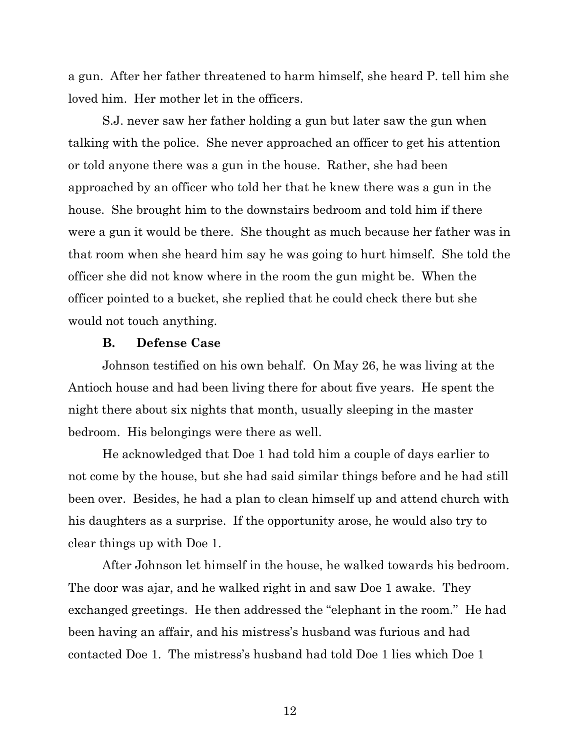a gun. After her father threatened to harm himself, she heard P. tell him she loved him. Her mother let in the officers.

S.J. never saw her father holding a gun but later saw the gun when talking with the police. She never approached an officer to get his attention or told anyone there was a gun in the house. Rather, she had been approached by an officer who told her that he knew there was a gun in the house. She brought him to the downstairs bedroom and told him if there were a gun it would be there. She thought as much because her father was in that room when she heard him say he was going to hurt himself. She told the officer she did not know where in the room the gun might be. When the officer pointed to a bucket, she replied that he could check there but she would not touch anything.

**B. Defense Case**

Johnson testified on his own behalf. On May 26, he was living at the Antioch house and had been living there for about five years. He spent the night there about six nights that month, usually sleeping in the master bedroom. His belongings were there as well.

He acknowledged that Doe 1 had told him a couple of days earlier to not come by the house, but she had said similar things before and he had still been over. Besides, he had a plan to clean himself up and attend church with his daughters as a surprise. If the opportunity arose, he would also try to clear things up with Doe 1.

After Johnson let himself in the house, he walked towards his bedroom. The door was ajar, and he walked right in and saw Doe 1 awake. They exchanged greetings. He then addressed the "elephant in the room." He had been having an affair, and his mistress's husband was furious and had contacted Doe 1. The mistress's husband had told Doe 1 lies which Doe 1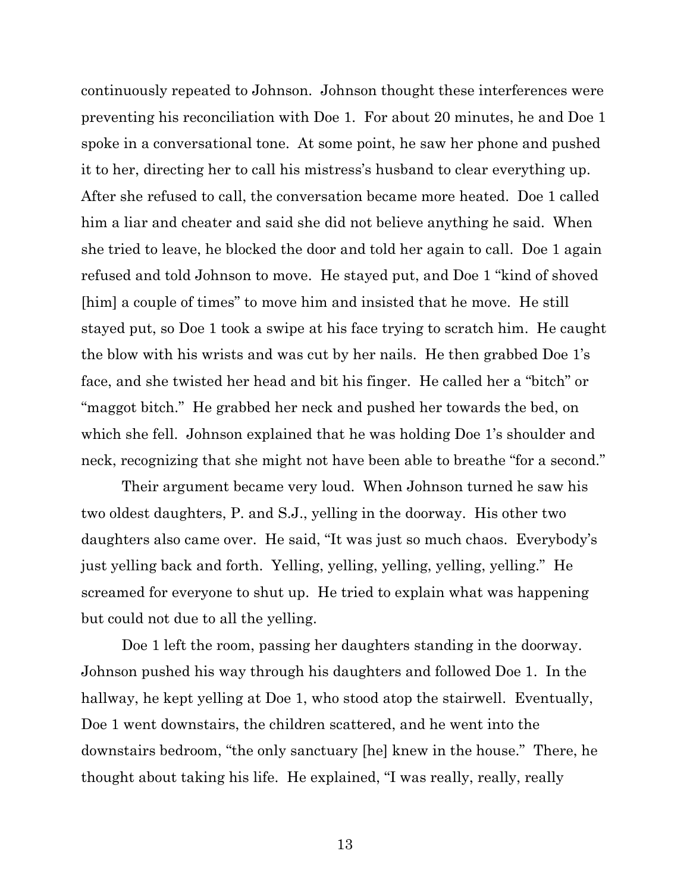continuously repeated to Johnson. Johnson thought these interferences were preventing his reconciliation with Doe 1. For about 20 minutes, he and Doe 1 spoke in a conversational tone. At some point, he saw her phone and pushed it to her, directing her to call his mistress's husband to clear everything up. After she refused to call, the conversation became more heated. Doe 1 called him a liar and cheater and said she did not believe anything he said. When she tried to leave, he blocked the door and told her again to call. Doe 1 again refused and told Johnson to move. He stayed put, and Doe 1 "kind of shoved [him] a couple of times" to move him and insisted that he move. He still stayed put, so Doe 1 took a swipe at his face trying to scratch him. He caught the blow with his wrists and was cut by her nails. He then grabbed Doe 1's face, and she twisted her head and bit his finger. He called her a "bitch" or "maggot bitch." He grabbed her neck and pushed her towards the bed, on which she fell. Johnson explained that he was holding Doe 1's shoulder and neck, recognizing that she might not have been able to breathe "for a second."

Their argument became very loud. When Johnson turned he saw his two oldest daughters, P. and S.J., yelling in the doorway. His other two daughters also came over. He said, "It was just so much chaos. Everybody's just yelling back and forth. Yelling, yelling, yelling, yelling, yelling." He screamed for everyone to shut up. He tried to explain what was happening but could not due to all the yelling.

Doe 1 left the room, passing her daughters standing in the doorway. Johnson pushed his way through his daughters and followed Doe 1. In the hallway, he kept yelling at Doe 1, who stood atop the stairwell. Eventually, Doe 1 went downstairs, the children scattered, and he went into the downstairs bedroom, "the only sanctuary [he] knew in the house." There, he thought about taking his life. He explained, "I was really, really, really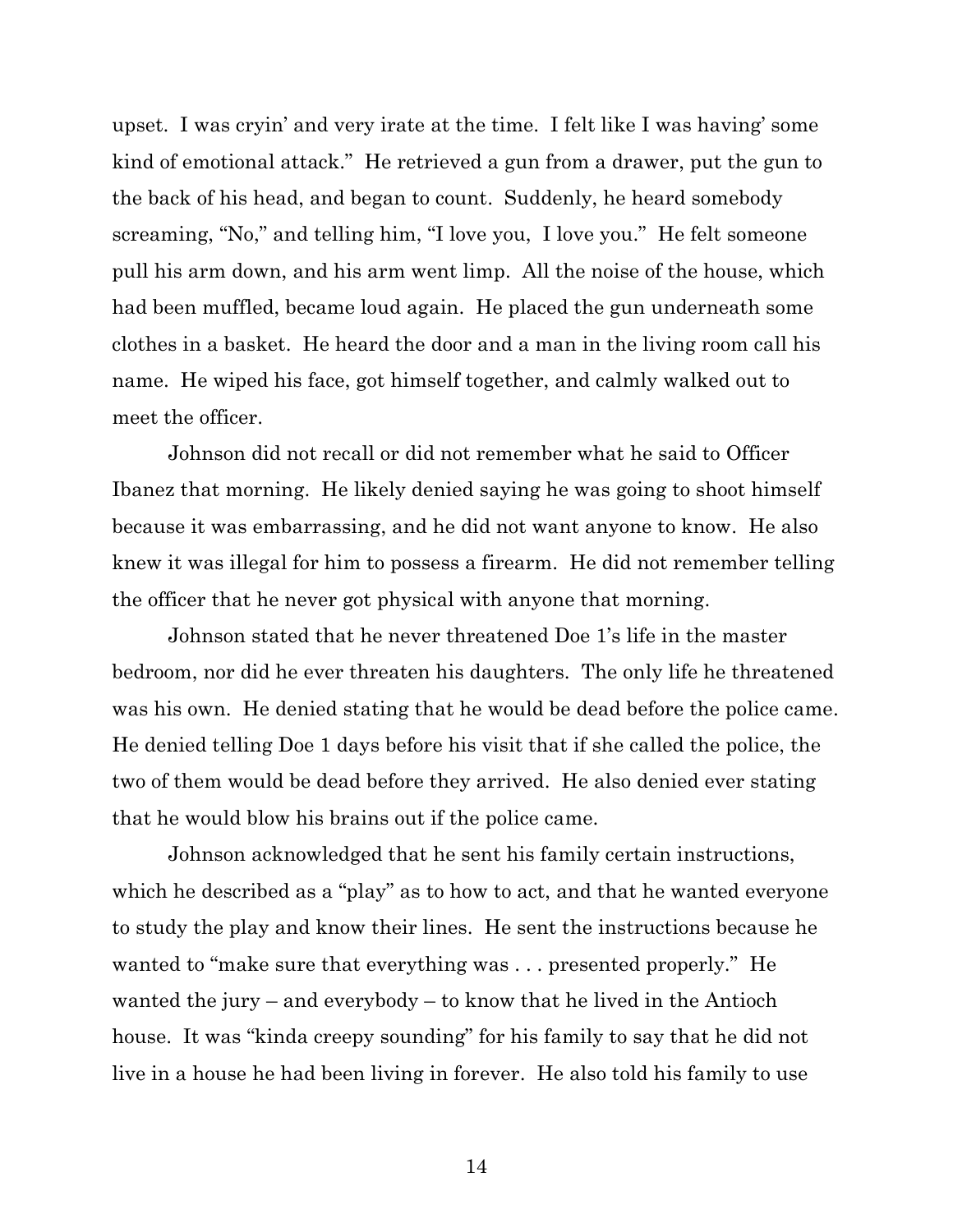upset. I was cryin' and very irate at the time. I felt like I was having' some kind of emotional attack." He retrieved a gun from a drawer, put the gun to the back of his head, and began to count. Suddenly, he heard somebody screaming, "No," and telling him, "I love you, I love you." He felt someone pull his arm down, and his arm went limp. All the noise of the house, which had been muffled, became loud again. He placed the gun underneath some clothes in a basket. He heard the door and a man in the living room call his name. He wiped his face, got himself together, and calmly walked out to meet the officer.

Johnson did not recall or did not remember what he said to Officer Ibanez that morning. He likely denied saying he was going to shoot himself because it was embarrassing, and he did not want anyone to know. He also knew it was illegal for him to possess a firearm. He did not remember telling the officer that he never got physical with anyone that morning.

Johnson stated that he never threatened Doe 1's life in the master bedroom, nor did he ever threaten his daughters. The only life he threatened was his own. He denied stating that he would be dead before the police came. He denied telling Doe 1 days before his visit that if she called the police, the two of them would be dead before they arrived. He also denied ever stating that he would blow his brains out if the police came.

Johnson acknowledged that he sent his family certain instructions, which he described as a "play" as to how to act, and that he wanted everyone to study the play and know their lines. He sent the instructions because he wanted to "make sure that everything was . . . presented properly." He wanted the jury – and everybody – to know that he lived in the Antioch house. It was "kinda creepy sounding" for his family to say that he did not live in a house he had been living in forever. He also told his family to use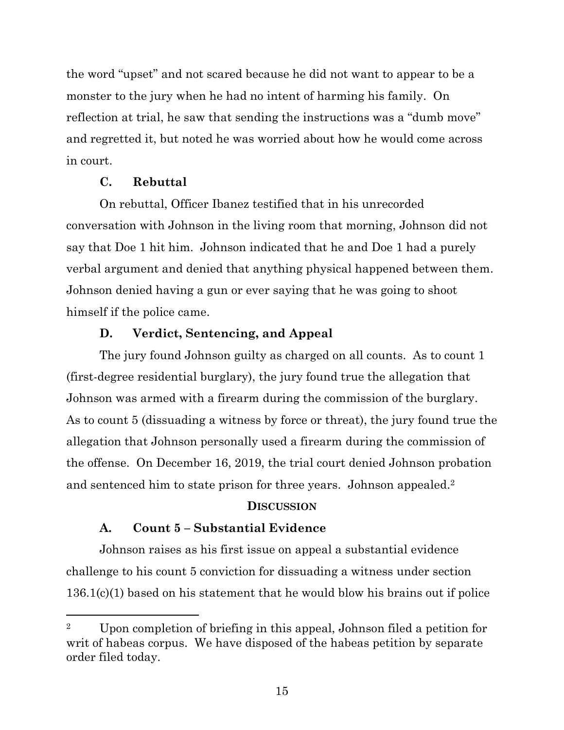the word "upset" and not scared because he did not want to appear to be a monster to the jury when he had no intent of harming his family. On reflection at trial, he saw that sending the instructions was a "dumb move" and regretted it, but noted he was worried about how he would come across in court.

### C. Rebuttal

On rebuttal, Officer Ibanez testified that in his unrecorded conversation with Johnson in the living room that morning, Johnson did not say that Doe 1 hit him. Johnson indicated that he and Doe 1 had a purely verbal argument and denied that anything physical happened between them. Johnson denied having a gun or ever saying that he was going to shoot himself if the police came.

### D. Verdict, Sentencing, and Appeal

The jury found Johnson guilty as charged on all counts. As to count 1 (first-degree residential burglary), the jury found true the allegation that Johnson was armed with a firearm during the commission of the burglary. As to count 5 (dissuading a witness by force or threat), the jury found true the allegation that Johnson personally used a firearm during the commission of the offense. On December 16, 2019, the trial court denied Johnson probation and sentenced him to state prison for three years. Johnson appealed.[2]

## DISCUSSION

### A. Count 5 – Substantial Evidence

Johnson raises as his first issue on appeal a substantial evidence challenge to his count 5 conviction for dissuading a witness under section 136.1(c)(1) based on his statement that he would blow his brains out if police

---

[2] Upon completion of briefing in this appeal, Johnson filed a petition for writ of habeas corpus. We have disposed of the habeas petition by separate order filed today.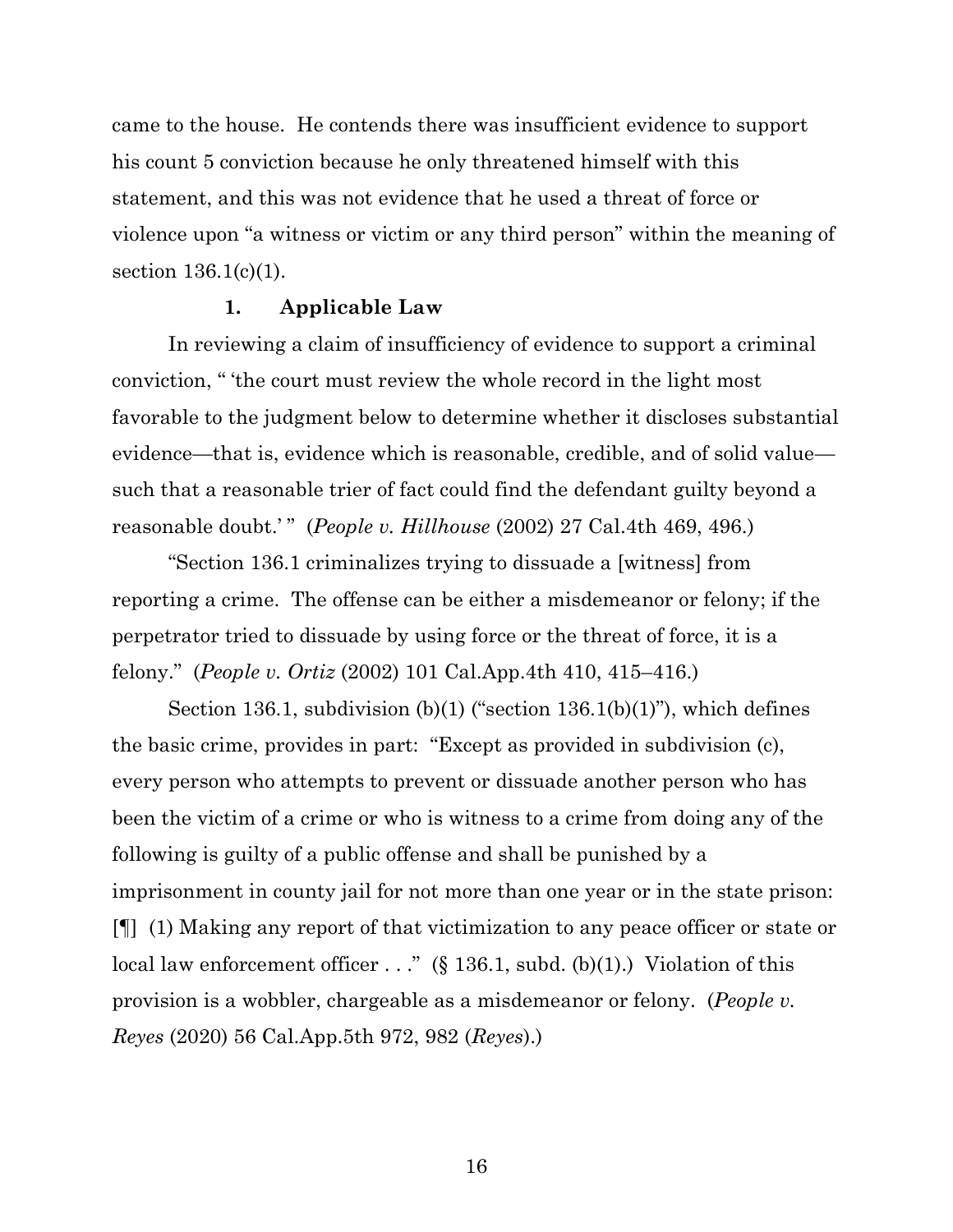came to the house. He contends there was insufficient evidence to support his count 5 conviction because he only threatened himself with this statement, and this was not evidence that he used a threat of force or violence upon "a witness or victim or any third person" within the meaning of section 136.1(c)(1).

### 1. Applicable Law

In reviewing a claim of insufficiency of evidence to support a criminal conviction, " 'the court must review the whole record in the light most favorable to the judgment below to determine whether it discloses substantial evidence—that is, evidence which is reasonable, credible, and of solid value—such that a reasonable trier of fact could find the defendant guilty beyond a reasonable doubt.' " (*People v. Hillhouse* (2002) 27 Cal.4th 469, 496.)

"Section 136.1 criminalizes trying to dissuade a [witness] from reporting a crime. The offense can be either a misdemeanor or felony; if the perpetrator tried to dissuade by using force or the threat of force, it is a felony." (*People v. Ortiz* (2002) 101 Cal.App.4th 410, 415–416.)

Section 136.1, subdivision (b)(1) ("section 136.1(b)(1)"), which defines the basic crime, provides in part: "Except as provided in subdivision (c), every person who attempts to prevent or dissuade another person who has been the victim of a crime or who is witness to a crime from doing any of the following is guilty of a public offense and shall be punished by a imprisonment in county jail for not more than one year or in the state prison: [¶] (1) Making any report of that victimization to any peace officer or state or local law enforcement officer . . ." (§ 136.1, subd. (b)(1).) Violation of this provision is a wobbler, chargeable as a misdemeanor or felony. (*People v. Reyes* (2020) 56 Cal.App.5th 972, 982 (*Reyes*).)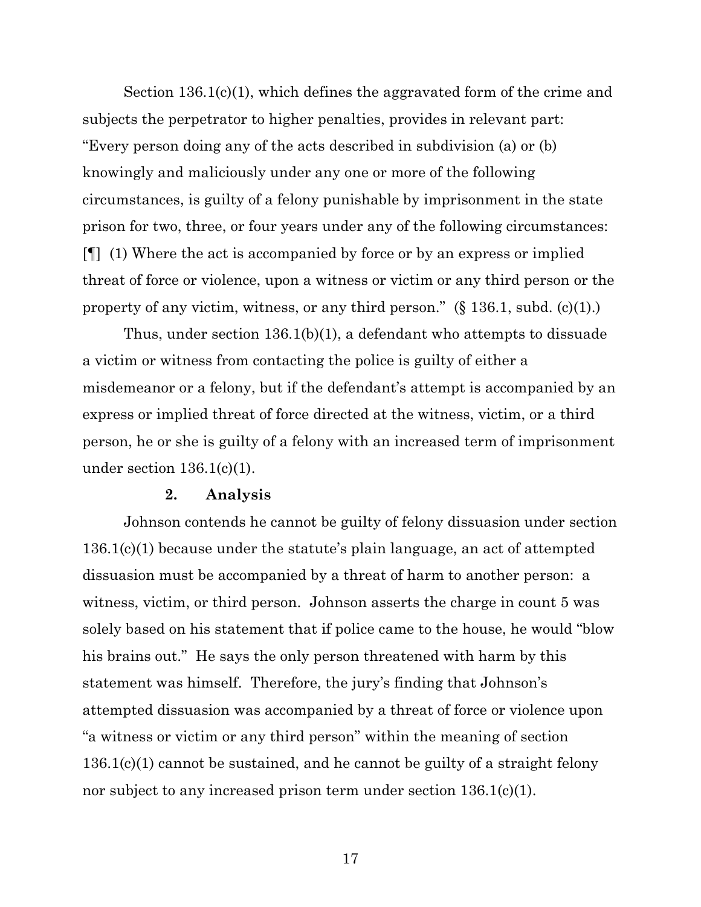Section 136.1(c)(1), which defines the aggravated form of the crime and subjects the perpetrator to higher penalties, provides in relevant part: "Every person doing any of the acts described in subdivision (a) or (b) knowingly and maliciously under any one or more of the following circumstances, is guilty of a felony punishable by imprisonment in the state prison for two, three, or four years under any of the following circumstances: [¶] (1) Where the act is accompanied by force or by an express or implied threat of force or violence, upon a witness or victim or any third person or the property of any victim, witness, or any third person." (§ 136.1, subd. (c)(1).)

Thus, under section 136.1(b)(1), a defendant who attempts to dissuade a victim or witness from contacting the police is guilty of either a misdemeanor or a felony, but if the defendant's attempt is accompanied by an express or implied threat of force directed at the witness, victim, or a third person, he or she is guilty of a felony with an increased term of imprisonment under section 136.1(c)(1).

**2. Analysis**

Johnson contends he cannot be guilty of felony dissuasion under section 136.1(c)(1) because under the statute's plain language, an act of attempted dissuasion must be accompanied by a threat of harm to another person: a witness, victim, or third person. Johnson asserts the charge in count 5 was solely based on his statement that if police came to the house, he would "blow his brains out." He says the only person threatened with harm by this statement was himself. Therefore, the jury's finding that Johnson's attempted dissuasion was accompanied by a threat of force or violence upon "a witness or victim or any third person" within the meaning of section 136.1(c)(1) cannot be sustained, and he cannot be guilty of a straight felony nor subject to any increased prison term under section 136.1(c)(1).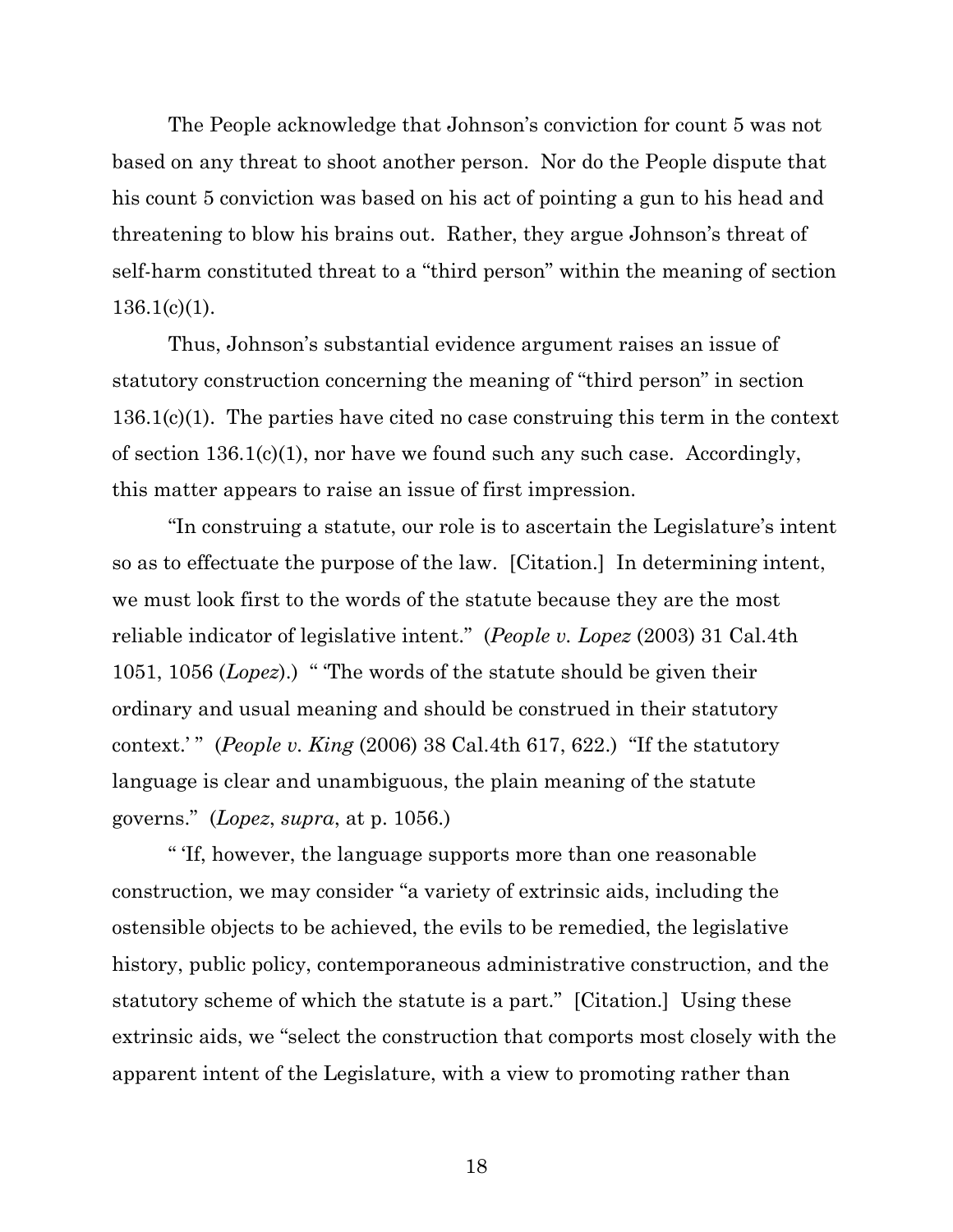The People acknowledge that Johnson's conviction for count 5 was not based on any threat to shoot another person. Nor do the People dispute that his count 5 conviction was based on his act of pointing a gun to his head and threatening to blow his brains out. Rather, they argue Johnson's threat of self-harm constituted threat to a "third person" within the meaning of section 136.1(c)(1).

Thus, Johnson's substantial evidence argument raises an issue of statutory construction concerning the meaning of "third person" in section 136.1(c)(1). The parties have cited no case construing this term in the context of section 136.1(c)(1), nor have we found such any such case. Accordingly, this matter appears to raise an issue of first impression.

"In construing a statute, our role is to ascertain the Legislature's intent so as to effectuate the purpose of the law. [Citation.] In determining intent, we must look first to the words of the statute because they are the most reliable indicator of legislative intent." (*People v. Lopez* (2003) 31 Cal.4th 1051, 1056 (*Lopez*).) " 'The words of the statute should be given their ordinary and usual meaning and should be construed in their statutory context.' " (*People v. King* (2006) 38 Cal.4th 617, 622.) "If the statutory language is clear and unambiguous, the plain meaning of the statute governs." (*Lopez*, *supra*, at p. 1056.)

" 'If, however, the language supports more than one reasonable construction, we may consider "a variety of extrinsic aids, including the ostensible objects to be achieved, the evils to be remedied, the legislative history, public policy, contemporaneous administrative construction, and the statutory scheme of which the statute is a part." [Citation.] Using these extrinsic aids, we "select the construction that comports most closely with the apparent intent of the Legislature, with a view to promoting rather than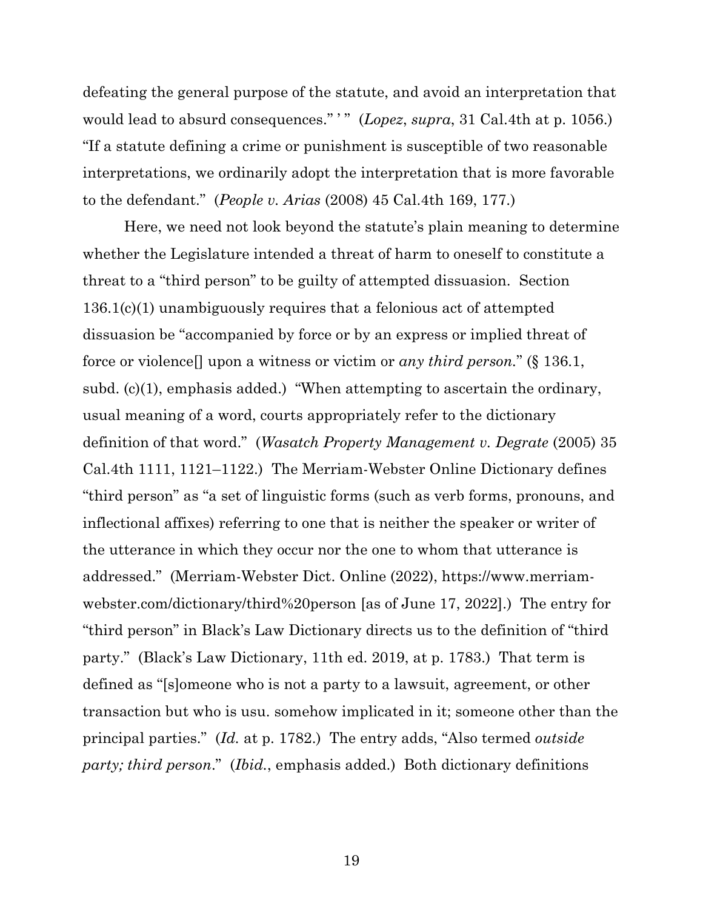defeating the general purpose of the statute, and avoid an interpretation that would lead to absurd consequences." ' " (*Lopez*, *supra*, 31 Cal.4th at p. 1056.) "If a statute defining a crime or punishment is susceptible of two reasonable interpretations, we ordinarily adopt the interpretation that is more favorable to the defendant." (*People v. Arias* (2008) 45 Cal.4th 169, 177.)

Here, we need not look beyond the statute's plain meaning to determine whether the Legislature intended a threat of harm to oneself to constitute a threat to a "third person" to be guilty of attempted dissuasion. Section 136.1(c)(1) unambiguously requires that a felonious act of attempted dissuasion be "accompanied by force or by an express or implied threat of force or violence[] upon a witness or victim or *any third person*." (§ 136.1, subd. (c)(1), emphasis added.) "When attempting to ascertain the ordinary, usual meaning of a word, courts appropriately refer to the dictionary definition of that word." (*Wasatch Property Management v. Degrate* (2005) 35 Cal.4th 1111, 1121–1122.) The Merriam-Webster Online Dictionary defines "third person" as "a set of linguistic forms (such as verb forms, pronouns, and inflectional affixes) referring to one that is neither the speaker or writer of the utterance in which they occur nor the one to whom that utterance is addressed." (Merriam-Webster Dict. Online (2022), https://www.merriam-webster.com/dictionary/third%20person [as of June 17, 2022].) The entry for "third person" in Black's Law Dictionary directs us to the definition of "third party." (Black's Law Dictionary, 11th ed. 2019, at p. 1783.) That term is defined as "[s]omeone who is not a party to a lawsuit, agreement, or other transaction but who is usu. somehow implicated in it; someone other than the principal parties." (*Id.* at p. 1782.) The entry adds, "Also termed *outside party; third person*." (*Ibid.*, emphasis added.) Both dictionary definitions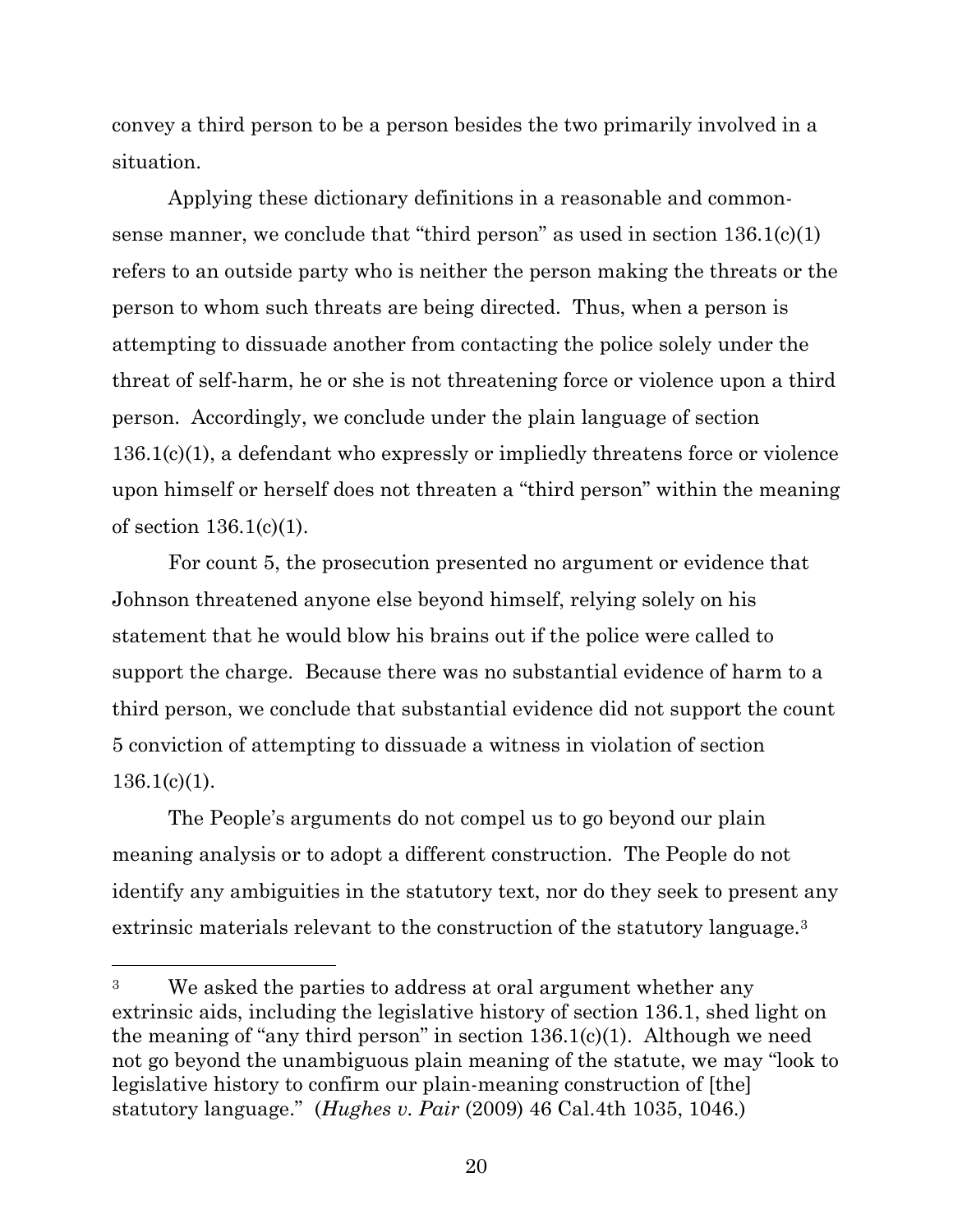convey a third person to be a person besides the two primarily involved in a situation.

Applying these dictionary definitions in a reasonable and common-sense manner, we conclude that "third person" as used in section 136.1(c)(1) refers to an outside party who is neither the person making the threats or the person to whom such threats are being directed. Thus, when a person is attempting to dissuade another from contacting the police solely under the threat of self-harm, he or she is not threatening force or violence upon a third person. Accordingly, we conclude under the plain language of section 136.1(c)(1), a defendant who expressly or impliedly threatens force or violence upon himself or herself does not threaten a "third person" within the meaning of section 136.1(c)(1).

For count 5, the prosecution presented no argument or evidence that Johnson threatened anyone else beyond himself, relying solely on his statement that he would blow his brains out if the police were called to support the charge. Because there was no substantial evidence of harm to a third person, we conclude that substantial evidence did not support the count 5 conviction of attempting to dissuade a witness in violation of section 136.1(c)(1).

The People's arguments do not compel us to go beyond our plain meaning analysis or to adopt a different construction. The People do not identify any ambiguities in the statutory text, nor do they seek to present any extrinsic materials relevant to the construction of the statutory language.[3]

---

[3] We asked the parties to address at oral argument whether any extrinsic aids, including the legislative history of section 136.1, shed light on the meaning of "any third person" in section 136.1(c)(1). Although we need not go beyond the unambiguous plain meaning of the statute, we may "look to legislative history to confirm our plain-meaning construction of [the] statutory language." (*Hughes v. Pair* (2009) 46 Cal.4th 1035, 1046.)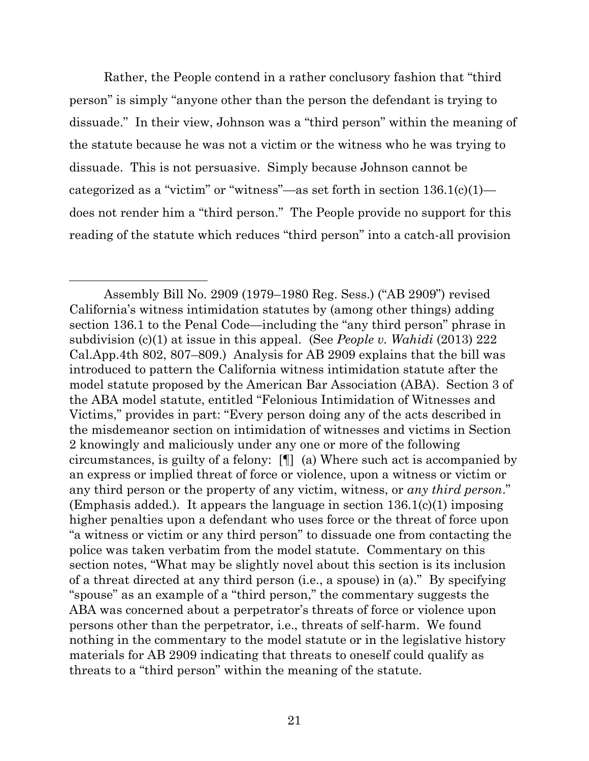Rather, the People contend in a rather conclusory fashion that "third person" is simply "anyone other than the person the defendant is trying to dissuade." In their view, Johnson was a "third person" within the meaning of the statute because he was not a victim or the witness who he was trying to dissuade. This is not persuasive. Simply because Johnson cannot be categorized as a "victim" or "witness"—as set forth in section 136.1(c)(1)—does not render him a "third person." The People provide no support for this reading of the statute which reduces "third person" into a catch-all provision

---

Assembly Bill No. 2909 (1979–1980 Reg. Sess.) ("AB 2909") revised California's witness intimidation statutes by (among other things) adding section 136.1 to the Penal Code—including the "any third person" phrase in subdivision (c)(1) at issue in this appeal. (See *People v. Wahidi* (2013) 222 Cal.App.4th 802, 807–809.) Analysis for AB 2909 explains that the bill was introduced to pattern the California witness intimidation statute after the model statute proposed by the American Bar Association (ABA). Section 3 of the ABA model statute, entitled "Felonious Intimidation of Witnesses and Victims," provides in part: "Every person doing any of the acts described in the misdemeanor section on intimidation of witnesses and victims in Section 2 knowingly and maliciously under any one or more of the following circumstances, is guilty of a felony: [¶] (a) Where such act is accompanied by an express or implied threat of force or violence, upon a witness or victim or any third person or the property of any victim, witness, or *any third person*." (Emphasis added.). It appears the language in section 136.1(c)(1) imposing higher penalties upon a defendant who uses force or the threat of force upon "a witness or victim or any third person" to dissuade one from contacting the police was taken verbatim from the model statute. Commentary on this section notes, "What may be slightly novel about this section is its inclusion of a threat directed at any third person (i.e., a spouse) in (a)." By specifying "spouse" as an example of a "third person," the commentary suggests the ABA was concerned about a perpetrator's threats of force or violence upon persons other than the perpetrator, i.e., threats of self-harm. We found nothing in the commentary to the model statute or in the legislative history materials for AB 2909 indicating that threats to oneself could qualify as threats to a "third person" within the meaning of the statute.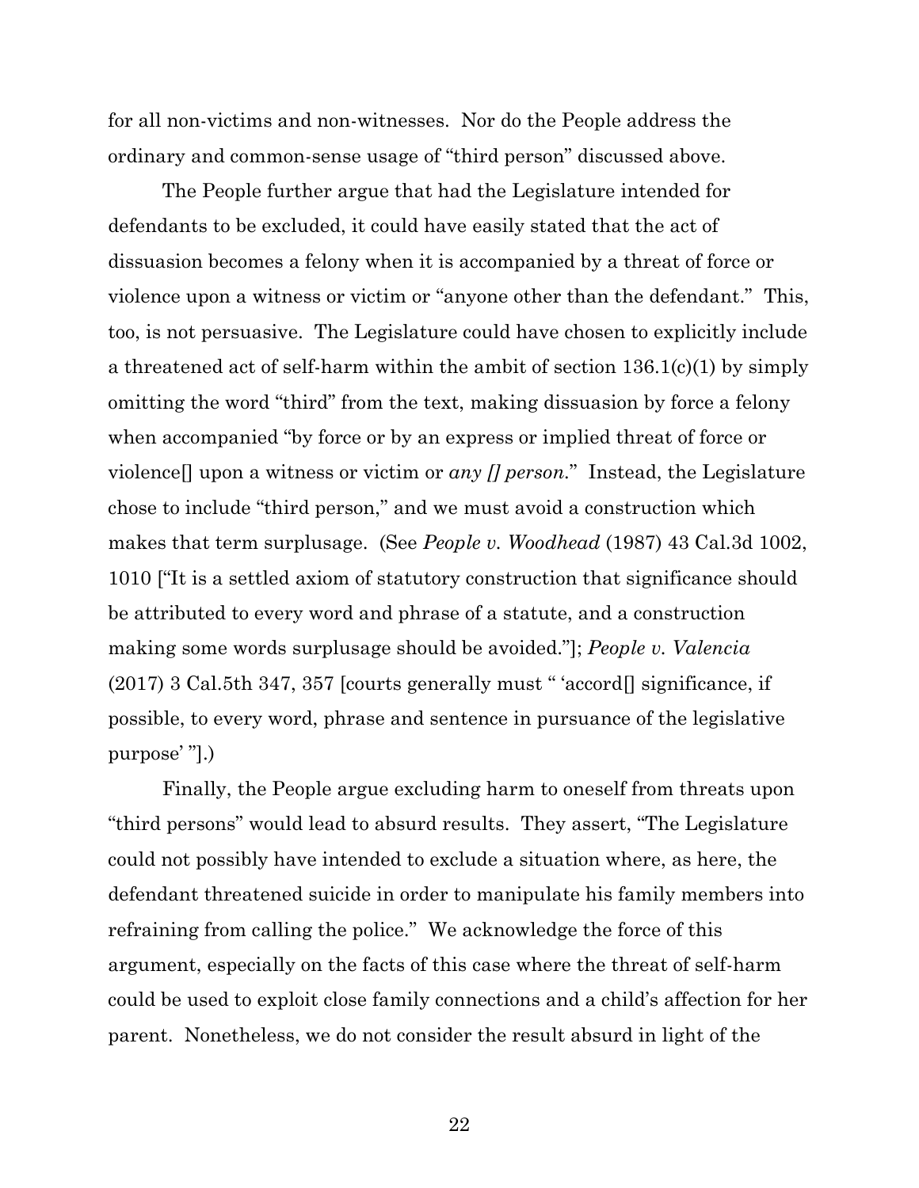for all non-victims and non-witnesses. Nor do the People address the ordinary and common-sense usage of "third person" discussed above.

The People further argue that had the Legislature intended for defendants to be excluded, it could have easily stated that the act of dissuasion becomes a felony when it is accompanied by a threat of force or violence upon a witness or victim or "anyone other than the defendant." This, too, is not persuasive. The Legislature could have chosen to explicitly include a threatened act of self-harm within the ambit of section 136.1(c)(1) by simply omitting the word "third" from the text, making dissuasion by force a felony when accompanied "by force or by an express or implied threat of force or violence[] upon a witness or victim or *any [] person*." Instead, the Legislature chose to include "third person," and we must avoid a construction which makes that term surplusage. (See *People v. Woodhead* (1987) 43 Cal.3d 1002, 1010 ["It is a settled axiom of statutory construction that significance should be attributed to every word and phrase of a statute, and a construction making some words surplusage should be avoided."]; *People v. Valencia* (2017) 3 Cal.5th 347, 357 [courts generally must " 'accord[] significance, if possible, to every word, phrase and sentence in pursuance of the legislative purpose' "].)

Finally, the People argue excluding harm to oneself from threats upon "third persons" would lead to absurd results. They assert, "The Legislature could not possibly have intended to exclude a situation where, as here, the defendant threatened suicide in order to manipulate his family members into refraining from calling the police." We acknowledge the force of this argument, especially on the facts of this case where the threat of self-harm could be used to exploit close family connections and a child's affection for her parent. Nonetheless, we do not consider the result absurd in light of the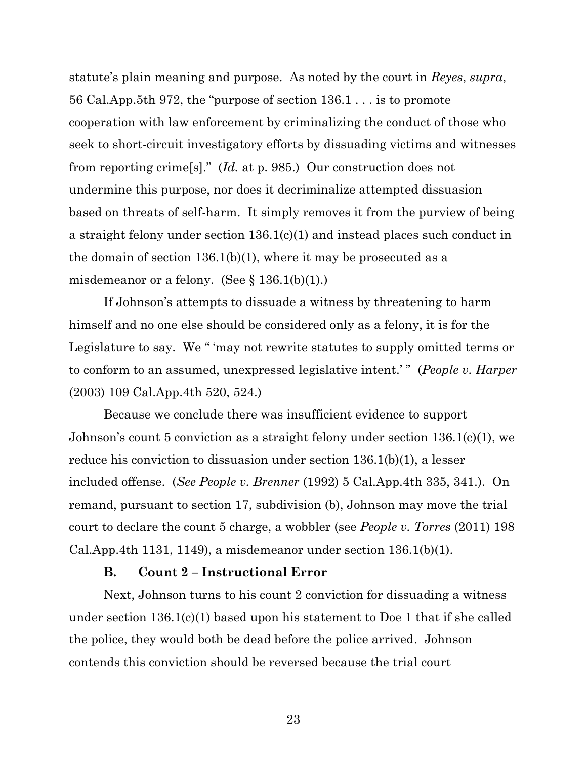statute's plain meaning and purpose. As noted by the court in *Reyes*, *supra*, 56 Cal.App.5th 972, the "purpose of section 136.1 . . . is to promote cooperation with law enforcement by criminalizing the conduct of those who seek to short-circuit investigatory efforts by dissuading victims and witnesses from reporting crime[s]." (*Id.* at p. 985.) Our construction does not undermine this purpose, nor does it decriminalize attempted dissuasion based on threats of self-harm. It simply removes it from the purview of being a straight felony under section 136.1(c)(1) and instead places such conduct in the domain of section 136.1(b)(1), where it may be prosecuted as a misdemeanor or a felony. (See § 136.1(b)(1).)

If Johnson's attempts to dissuade a witness by threatening to harm himself and no one else should be considered only as a felony, it is for the Legislature to say. We " 'may not rewrite statutes to supply omitted terms or to conform to an assumed, unexpressed legislative intent.' " (*People v. Harper* (2003) 109 Cal.App.4th 520, 524.)

Because we conclude there was insufficient evidence to support Johnson's count 5 conviction as a straight felony under section 136.1(c)(1), we reduce his conviction to dissuasion under section 136.1(b)(1), a lesser included offense. (*See People v. Brenner* (1992) 5 Cal.App.4th 335, 341.). On remand, pursuant to section 17, subdivision (b), Johnson may move the trial court to declare the count 5 charge, a wobbler (see *People v. Torres* (2011) 198 Cal.App.4th 1131, 1149), a misdemeanor under section 136.1(b)(1).

### B. Count 2 – Instructional Error

Next, Johnson turns to his count 2 conviction for dissuading a witness under section 136.1(c)(1) based upon his statement to Doe 1 that if she called the police, they would both be dead before the police arrived. Johnson contends this conviction should be reversed because the trial court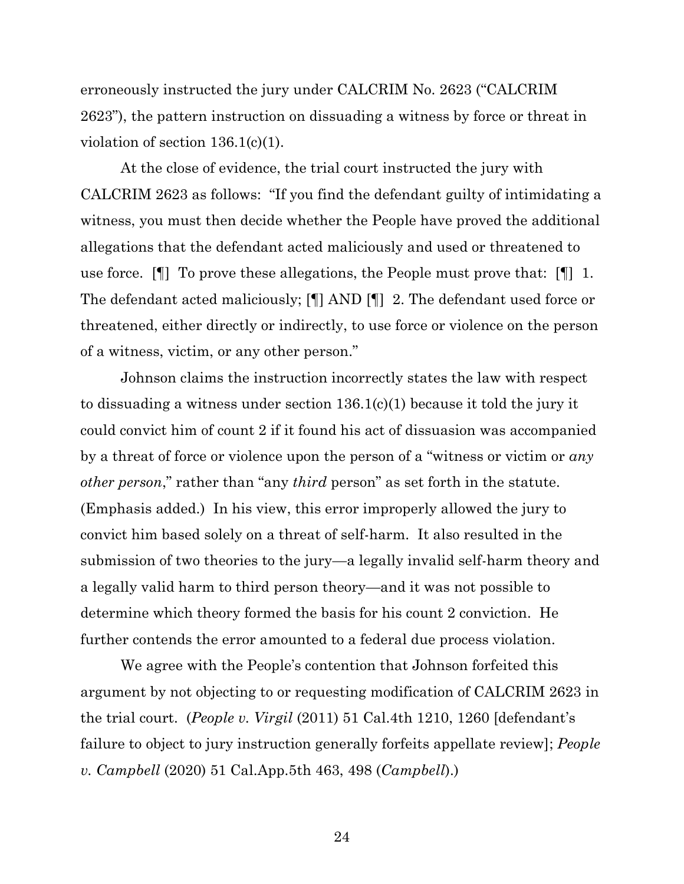erroneously instructed the jury under CALCRIM No. 2623 ("CALCRIM 2623"), the pattern instruction on dissuading a witness by force or threat in violation of section 136.1(c)(1).

At the close of evidence, the trial court instructed the jury with CALCRIM 2623 as follows: "If you find the defendant guilty of intimidating a witness, you must then decide whether the People have proved the additional allegations that the defendant acted maliciously and used or threatened to use force. [¶] To prove these allegations, the People must prove that: [¶] 1. The defendant acted maliciously; [¶] AND [¶] 2. The defendant used force or threatened, either directly or indirectly, to use force or violence on the person of a witness, victim, or any other person."

Johnson claims the instruction incorrectly states the law with respect to dissuading a witness under section 136.1(c)(1) because it told the jury it could convict him of count 2 if it found his act of dissuasion was accompanied by a threat of force or violence upon the person of a "witness or victim or *any other person*," rather than "any *third* person" as set forth in the statute. (Emphasis added.) In his view, this error improperly allowed the jury to convict him based solely on a threat of self-harm. It also resulted in the submission of two theories to the jury—a legally invalid self-harm theory and a legally valid harm to third person theory—and it was not possible to determine which theory formed the basis for his count 2 conviction. He further contends the error amounted to a federal due process violation.

We agree with the People's contention that Johnson forfeited this argument by not objecting to or requesting modification of CALCRIM 2623 in the trial court. (*People v. Virgil* (2011) 51 Cal.4th 1210, 1260 [defendant's failure to object to jury instruction generally forfeits appellate review]; *People v. Campbell* (2020) 51 Cal.App.5th 463, 498 (*Campbell*).)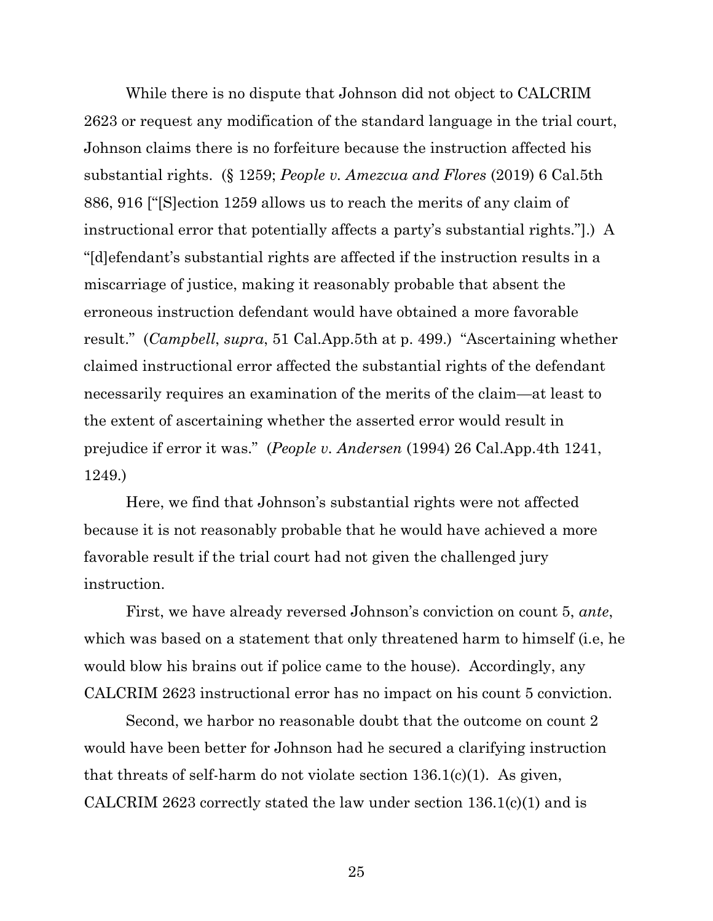While there is no dispute that Johnson did not object to CALCRIM 2623 or request any modification of the standard language in the trial court, Johnson claims there is no forfeiture because the instruction affected his substantial rights. (§ 1259; *People v. Amezcua and Flores* (2019) 6 Cal.5th 886, 916 ["[S]ection 1259 allows us to reach the merits of any claim of instructional error that potentially affects a party's substantial rights."].) A "[d]efendant's substantial rights are affected if the instruction results in a miscarriage of justice, making it reasonably probable that absent the erroneous instruction defendant would have obtained a more favorable result." (*Campbell*, *supra*, 51 Cal.App.5th at p. 499.) "Ascertaining whether claimed instructional error affected the substantial rights of the defendant necessarily requires an examination of the merits of the claim—at least to the extent of ascertaining whether the asserted error would result in prejudice if error it was." (*People v. Andersen* (1994) 26 Cal.App.4th 1241, 1249.)

Here, we find that Johnson's substantial rights were not affected because it is not reasonably probable that he would have achieved a more favorable result if the trial court had not given the challenged jury instruction.

First, we have already reversed Johnson's conviction on count 5, *ante*, which was based on a statement that only threatened harm to himself (i.e, he would blow his brains out if police came to the house). Accordingly, any CALCRIM 2623 instructional error has no impact on his count 5 conviction.

Second, we harbor no reasonable doubt that the outcome on count 2 would have been better for Johnson had he secured a clarifying instruction that threats of self-harm do not violate section 136.1(c)(1). As given, CALCRIM 2623 correctly stated the law under section 136.1(c)(1) and is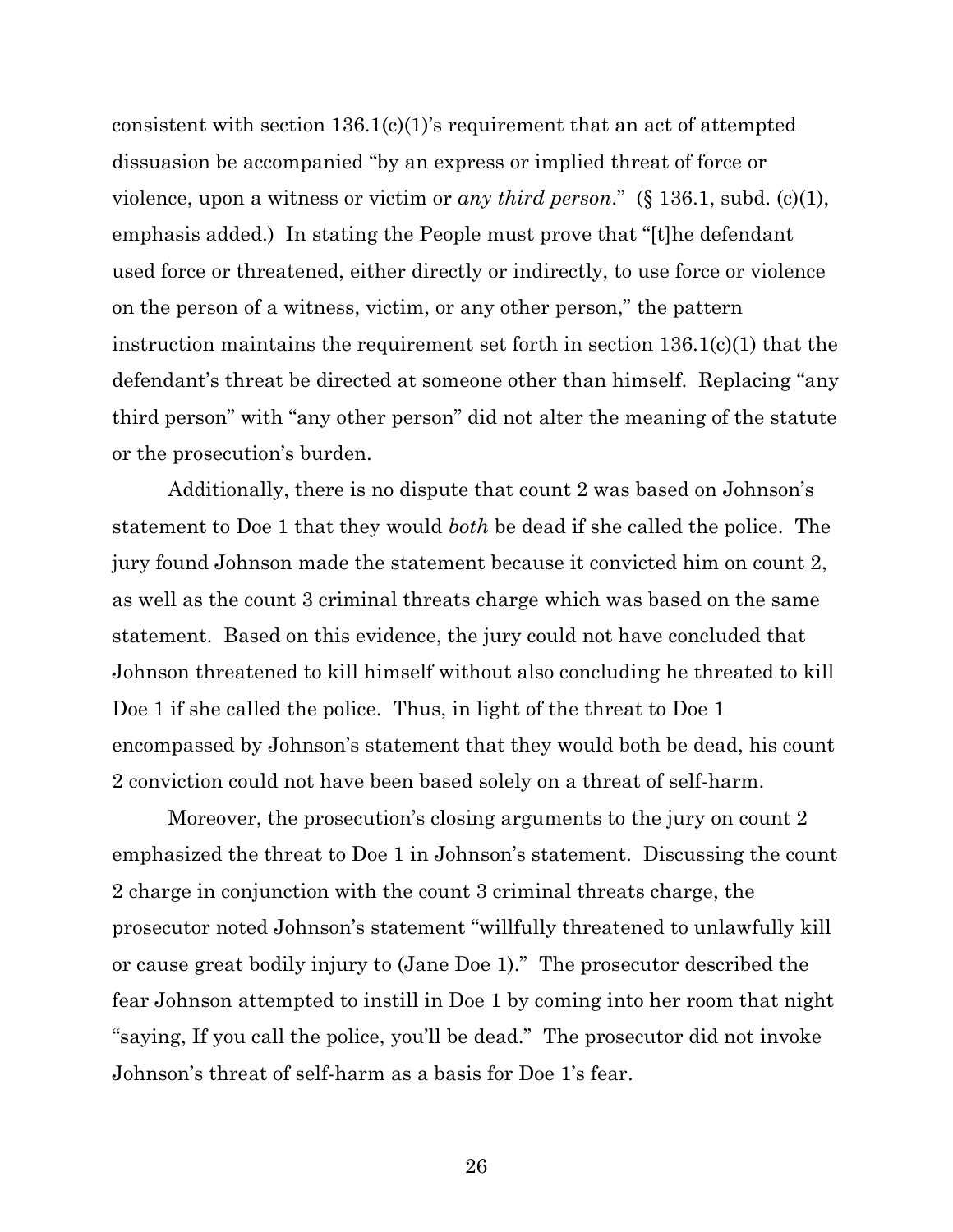consistent with section 136.1(c)(1)'s requirement that an act of attempted dissuasion be accompanied "by an express or implied threat of force or violence, upon a witness or victim or *any third person*." (§ 136.1, subd. (c)(1), emphasis added.) In stating the People must prove that "[t]he defendant used force or threatened, either directly or indirectly, to use force or violence on the person of a witness, victim, or any other person," the pattern instruction maintains the requirement set forth in section 136.1(c)(1) that the defendant's threat be directed at someone other than himself. Replacing "any third person" with "any other person" did not alter the meaning of the statute or the prosecution's burden.

Additionally, there is no dispute that count 2 was based on Johnson's statement to Doe 1 that they would *both* be dead if she called the police. The jury found Johnson made the statement because it convicted him on count 2, as well as the count 3 criminal threats charge which was based on the same statement. Based on this evidence, the jury could not have concluded that Johnson threatened to kill himself without also concluding he threated to kill Doe 1 if she called the police. Thus, in light of the threat to Doe 1 encompassed by Johnson's statement that they would both be dead, his count 2 conviction could not have been based solely on a threat of self-harm.

Moreover, the prosecution's closing arguments to the jury on count 2 emphasized the threat to Doe 1 in Johnson's statement. Discussing the count 2 charge in conjunction with the count 3 criminal threats charge, the prosecutor noted Johnson's statement "willfully threatened to unlawfully kill or cause great bodily injury to (Jane Doe 1)." The prosecutor described the fear Johnson attempted to instill in Doe 1 by coming into her room that night "saying, If you call the police, you'll be dead." The prosecutor did not invoke Johnson's threat of self-harm as a basis for Doe 1's fear.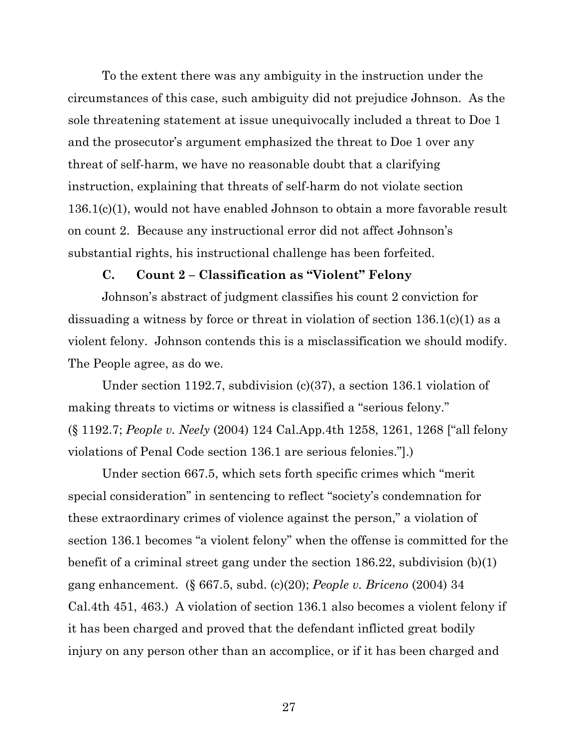To the extent there was any ambiguity in the instruction under the circumstances of this case, such ambiguity did not prejudice Johnson. As the sole threatening statement at issue unequivocally included a threat to Doe 1 and the prosecutor's argument emphasized the threat to Doe 1 over any threat of self-harm, we have no reasonable doubt that a clarifying instruction, explaining that threats of self-harm do not violate section 136.1(c)(1), would not have enabled Johnson to obtain a more favorable result on count 2. Because any instructional error did not affect Johnson's substantial rights, his instructional challenge has been forfeited.

### C. Count 2 – Classification as "Violent" Felony

Johnson's abstract of judgment classifies his count 2 conviction for dissuading a witness by force or threat in violation of section 136.1(c)(1) as a violent felony. Johnson contends this is a misclassification we should modify. The People agree, as do we.

Under section 1192.7, subdivision (c)(37), a section 136.1 violation of making threats to victims or witness is classified a "serious felony." (§ 1192.7; *People v. Neely* (2004) 124 Cal.App.4th 1258, 1261, 1268 ["all felony violations of Penal Code section 136.1 are serious felonies."].)

Under section 667.5, which sets forth specific crimes which "merit special consideration" in sentencing to reflect "society's condemnation for these extraordinary crimes of violence against the person," a violation of section 136.1 becomes "a violent felony" when the offense is committed for the benefit of a criminal street gang under the section 186.22, subdivision (b)(1) gang enhancement. (§ 667.5, subd. (c)(20); *People v. Briceno* (2004) 34 Cal.4th 451, 463.) A violation of section 136.1 also becomes a violent felony if it has been charged and proved that the defendant inflicted great bodily injury on any person other than an accomplice, or if it has been charged and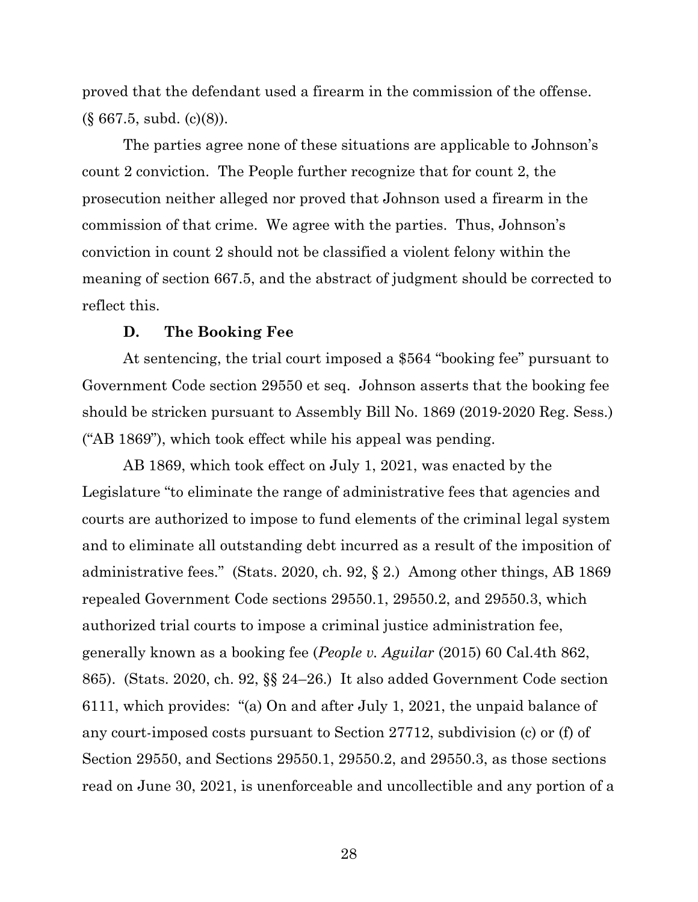proved that the defendant used a firearm in the commission of the offense. (§ 667.5, subd. (c)(8)).

The parties agree none of these situations are applicable to Johnson's count 2 conviction. The People further recognize that for count 2, the prosecution neither alleged nor proved that Johnson used a firearm in the commission of that crime. We agree with the parties. Thus, Johnson's conviction in count 2 should not be classified a violent felony within the meaning of section 667.5, and the abstract of judgment should be corrected to reflect this.

**D. The Booking Fee**

At sentencing, the trial court imposed a $564 "booking fee" pursuant to Government Code section 29550 et seq. Johnson asserts that the booking fee should be stricken pursuant to Assembly Bill No. 1869 (2019-2020 Reg. Sess.) ("AB 1869"), which took effect while his appeal was pending.

AB 1869, which took effect on July 1, 2021, was enacted by the Legislature "to eliminate the range of administrative fees that agencies and courts are authorized to impose to fund elements of the criminal legal system and to eliminate all outstanding debt incurred as a result of the imposition of administrative fees." (Stats. 2020, ch. 92, § 2.) Among other things, AB 1869 repealed Government Code sections 29550.1, 29550.2, and 29550.3, which authorized trial courts to impose a criminal justice administration fee, generally known as a booking fee (*People v. Aguilar* (2015) 60 Cal.4th 862, 865). (Stats. 2020, ch. 92, §§ 24–26.) It also added Government Code section 6111, which provides: "(a) On and after July 1, 2021, the unpaid balance of any court-imposed costs pursuant to Section 27712, subdivision (c) or (f) of Section 29550, and Sections 29550.1, 29550.2, and 29550.3, as those sections read on June 30, 2021, is unenforceable and uncollectible and any portion of a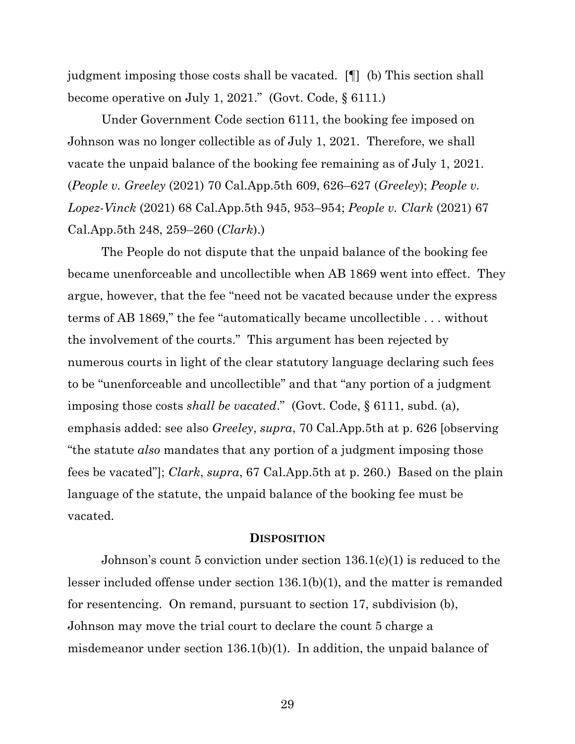judgment imposing those costs shall be vacated. [¶] (b) This section shall become operative on July 1, 2021." (Govt. Code, § 6111.)

Under Government Code section 6111, the booking fee imposed on Johnson was no longer collectible as of July 1, 2021. Therefore, we shall vacate the unpaid balance of the booking fee remaining as of July 1, 2021. (*People v. Greeley* (2021) 70 Cal.App.5th 609, 626–627 (*Greeley*); *People v. Lopez-Vinck* (2021) 68 Cal.App.5th 945, 953–954; *People v. Clark* (2021) 67 Cal.App.5th 248, 259–260 (*Clark*).)

The People do not dispute that the unpaid balance of the booking fee became unenforceable and uncollectible when AB 1869 went into effect. They argue, however, that the fee "need not be vacated because under the express terms of AB 1869," the fee "automatically became uncollectible . . . without the involvement of the courts." This argument has been rejected by numerous courts in light of the clear statutory language declaring such fees to be "unenforceable and uncollectible" and that "any portion of a judgment imposing those costs *shall be vacated*." (Govt. Code, § 6111, subd. (a), emphasis added: see also *Greeley*, *supra*, 70 Cal.App.5th at p. 626 [observing "the statute *also* mandates that any portion of a judgment imposing those fees be vacated"]; *Clark*, *supra*, 67 Cal.App.5th at p. 260.) Based on the plain language of the statute, the unpaid balance of the booking fee must be vacated.

## DISPOSITION

Johnson's count 5 conviction under section 136.1(c)(1) is reduced to the lesser included offense under section 136.1(b)(1), and the matter is remanded for resentencing. On remand, pursuant to section 17, subdivision (b), Johnson may move the trial court to declare the count 5 charge a misdemeanor under section 136.1(b)(1). In addition, the unpaid balance of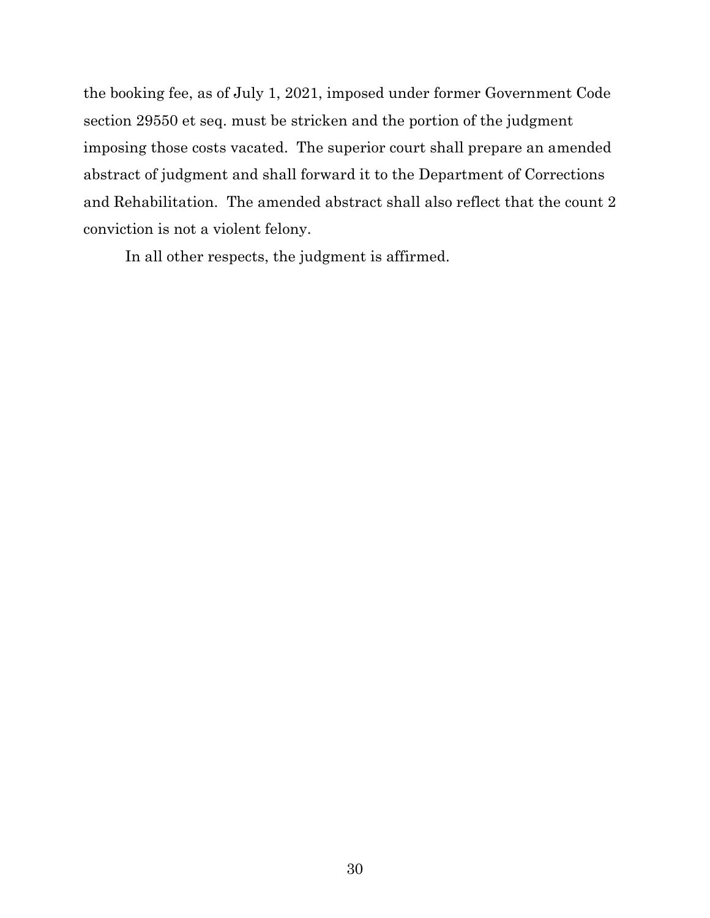the booking fee, as of July 1, 2021, imposed under former Government Code section 29550 et seq. must be stricken and the portion of the judgment imposing those costs vacated. The superior court shall prepare an amended abstract of judgment and shall forward it to the Department of Corrections and Rehabilitation. The amended abstract shall also reflect that the count 2 conviction is not a violent felony.

In all other respects, the judgment is affirmed.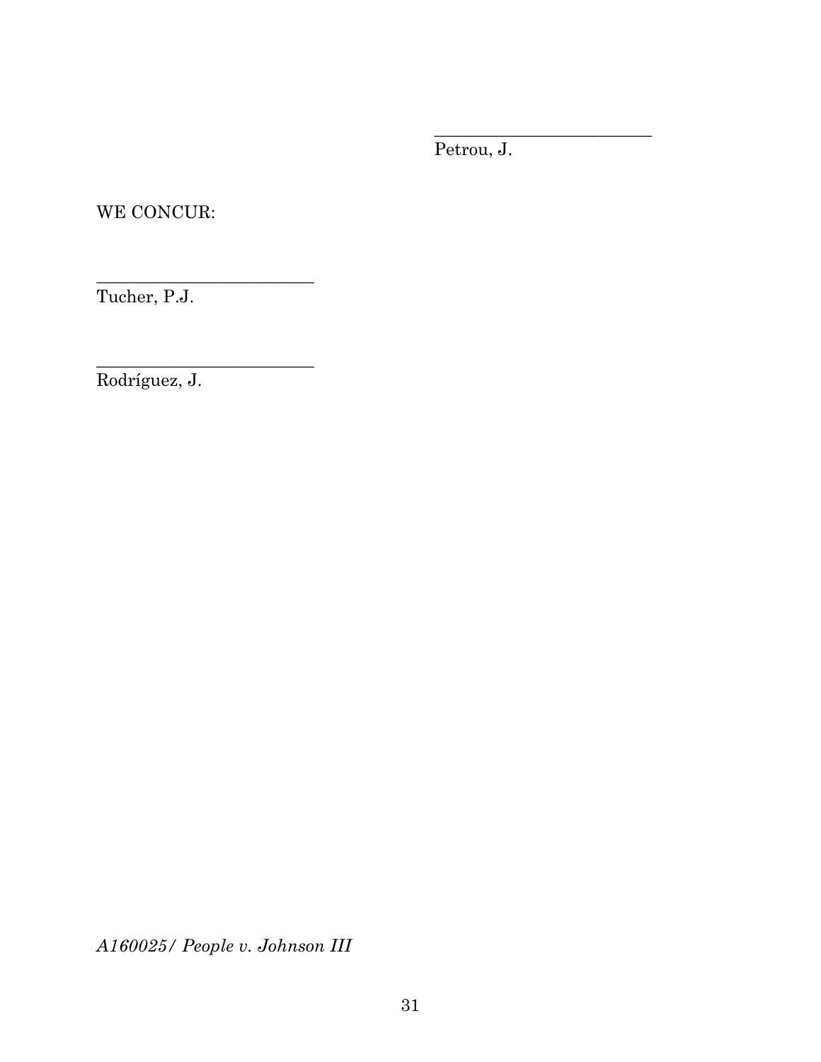_________________________
Petrou, J.

WE CONCUR:

_________________________
Tucher, P.J.

_________________________
Rodríguez, J.

*A160025/ People v. Johnson III*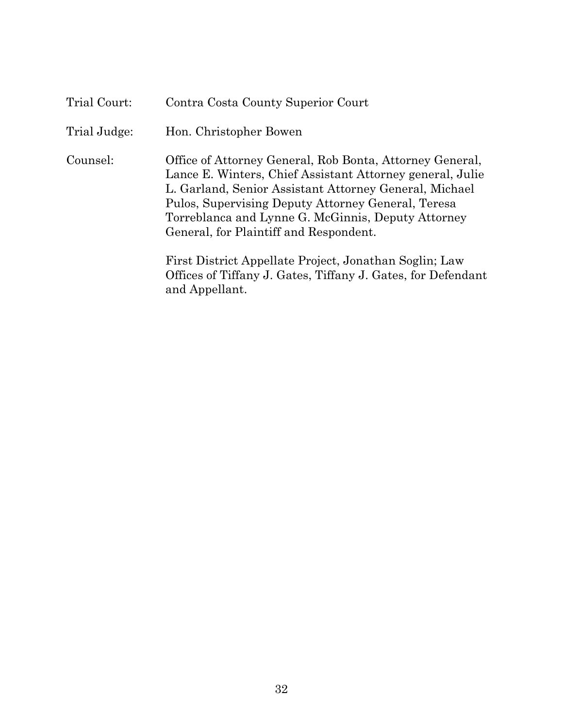Trial Court: Contra Costa County Superior Court

Trial Judge: Hon. Christopher Bowen

Counsel: Office of Attorney General, Rob Bonta, Attorney General, Lance E. Winters, Chief Assistant Attorney general, Julie L. Garland, Senior Assistant Attorney General, Michael Pulos, Supervising Deputy Attorney General, Teresa Torreblanca and Lynne G. McGinnis, Deputy Attorney General, for Plaintiff and Respondent.

First District Appellate Project, Jonathan Soglin; Law Offices of Tiffany J. Gates, Tiffany J. Gates, for Defendant and Appellant.